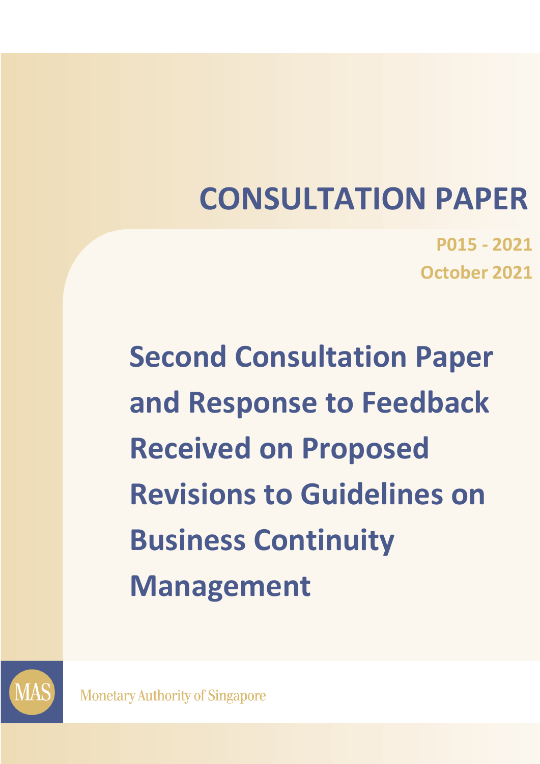# CONSULTATION PAPER

**P015 - 2021**

**October 2021**

## Second Consultation Paper and Response to Feedback Received on Proposed Revisions to Guidelines on Business Continuity Management

Monetary Authority of Singapore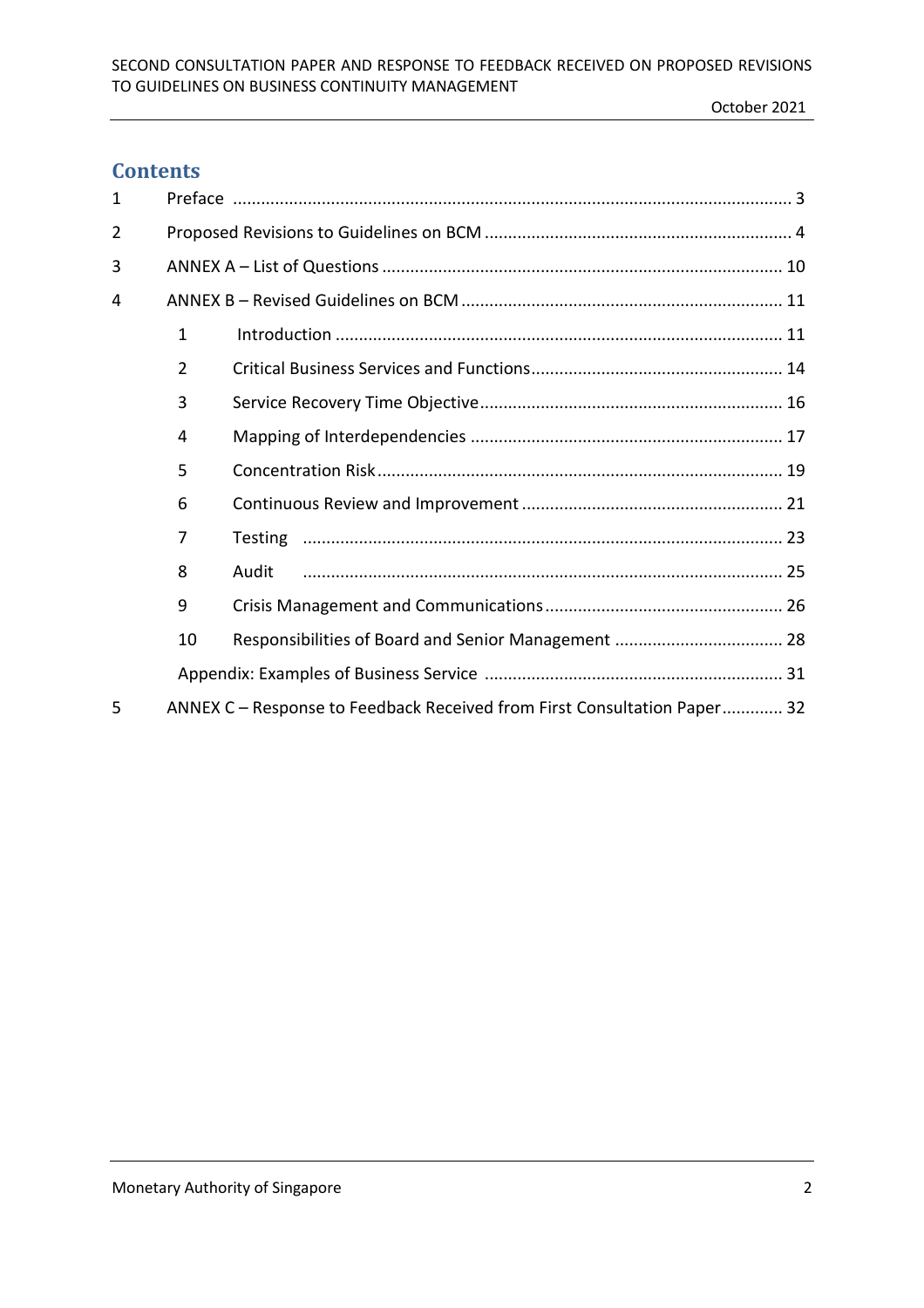## Contents

| | | | |
|---|---|---|---|
| 1 | Preface | | 3 |
| 2 | Proposed Revisions to Guidelines on BCM | | 4 |
| 3 | ANNEX A – List of Questions | | 10 |
| 4 | ANNEX B – Revised Guidelines on BCM | | 11 |
| | 1 | Introduction | 11 |
| | 2 | Critical Business Services and Functions | 14 |
| | 3 | Service Recovery Time Objective | 16 |
| | 4 | Mapping of Interdependencies | 17 |
| | 5 | Concentration Risk | 19 |
| | 6 | Continuous Review and Improvement | 21 |
| | 7 | Testing | 23 |
| | 8 | Audit | 25 |
| | 9 | Crisis Management and Communications | 26 |
| | 10 | Responsibilities of Board and Senior Management | 28 |
| | | Appendix: Examples of Business Service | 31 |
| 5 | ANNEX C – Response to Feedback Received from First Consultation Paper | | 32 |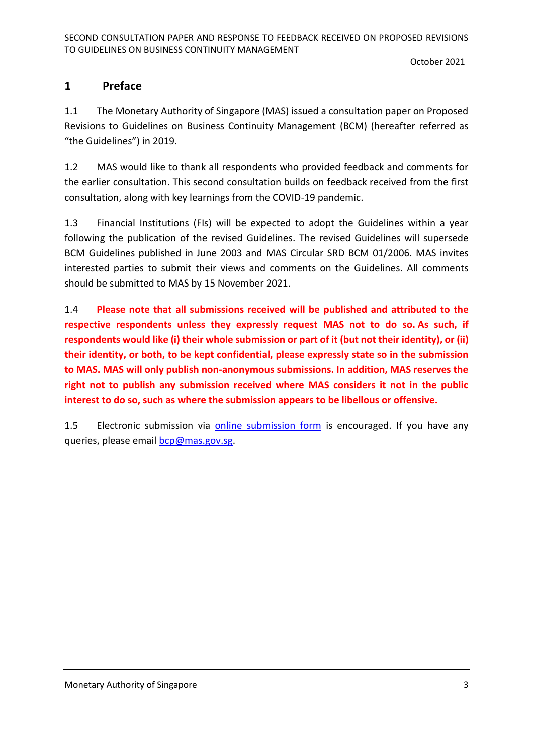## 1 Preface

1.1 The Monetary Authority of Singapore (MAS) issued a consultation paper on Proposed Revisions to Guidelines on Business Continuity Management (BCM) (hereafter referred as "the Guidelines") in 2019.

1.2 MAS would like to thank all respondents who provided feedback and comments for the earlier consultation. This second consultation builds on feedback received from the first consultation, along with key learnings from the COVID-19 pandemic.

1.3 Financial Institutions (FIs) will be expected to adopt the Guidelines within a year following the publication of the revised Guidelines. The revised Guidelines will supersede BCM Guidelines published in June 2003 and MAS Circular SRD BCM 01/2006. MAS invites interested parties to submit their views and comments on the Guidelines. All comments should be submitted to MAS by 15 November 2021.

1.4 **Please note that all submissions received will be published and attributed to the respective respondents unless they expressly request MAS not to do so. As such, if respondents would like (i) their whole submission or part of it (but not their identity), or (ii) their identity, or both, to be kept confidential, please expressly state so in the submission to MAS. MAS will only publish non-anonymous submissions. In addition, MAS reserves the right not to publish any submission received where MAS considers it not in the public interest to do so, such as where the submission appears to be libellous or offensive.**

1.5 Electronic submission via [online submission form]() is encouraged. If you have any queries, please email [bcp@mas.gov.sg](mailto:bcp@mas.gov.sg).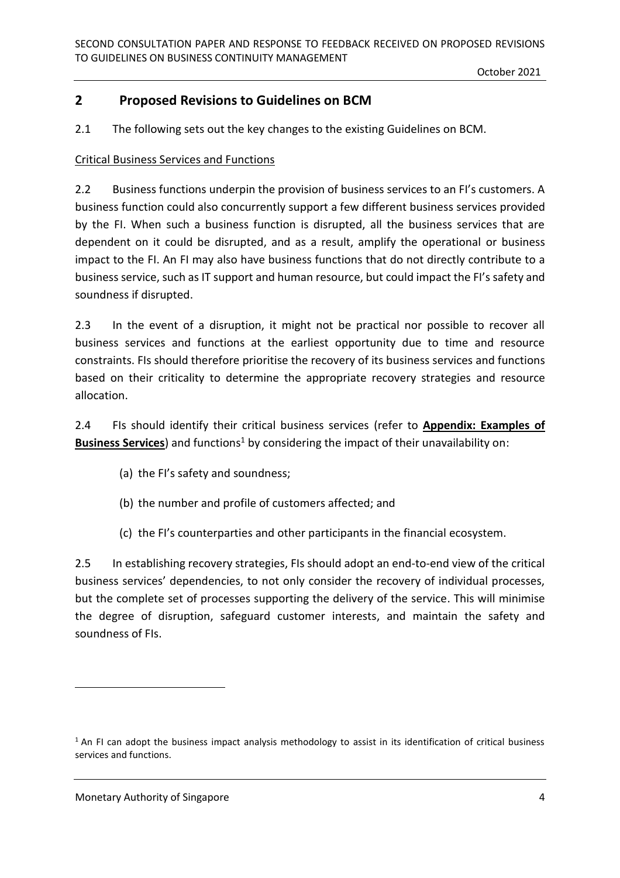## 2 Proposed Revisions to Guidelines on BCM

2.1 The following sets out the key changes to the existing Guidelines on BCM.

Critical Business Services and Functions

2.2 Business functions underpin the provision of business services to an FI's customers. A business function could also concurrently support a few different business services provided by the FI. When such a business function is disrupted, all the business services that are dependent on it could be disrupted, and as a result, amplify the operational or business impact to the FI. An FI may also have business functions that do not directly contribute to a business service, such as IT support and human resource, but could impact the FI's safety and soundness if disrupted.

2.3 In the event of a disruption, it might not be practical nor possible to recover all business services and functions at the earliest opportunity due to time and resource constraints. FIs should therefore prioritise the recovery of its business services and functions based on their criticality to determine the appropriate recovery strategies and resource allocation.

2.4 FIs should identify their critical business services (refer to **Appendix: Examples of Business Services**) and functions[1] by considering the impact of their unavailability on:

(a) the FI's safety and soundness;

(b) the number and profile of customers affected; and

(c) the FI's counterparties and other participants in the financial ecosystem.

2.5 In establishing recovery strategies, FIs should adopt an end-to-end view of the critical business services' dependencies, to not only consider the recovery of individual processes, but the complete set of processes supporting the delivery of the service. This will minimise the degree of disruption, safeguard customer interests, and maintain the safety and soundness of FIs.

---

[1] An FI can adopt the business impact analysis methodology to assist in its identification of critical business services and functions.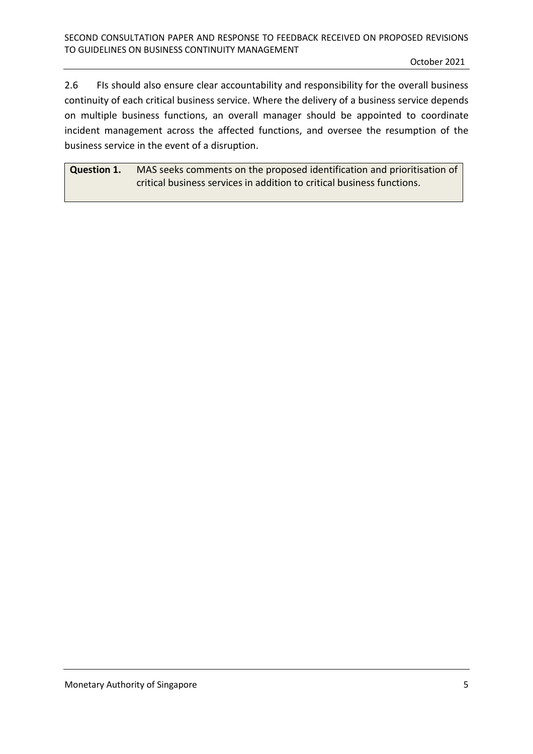2.6 FIs should also ensure clear accountability and responsibility for the overall business continuity of each critical business service. Where the delivery of a business service depends on multiple business functions, an overall manager should be appointed to coordinate incident management across the affected functions, and oversee the resumption of the business service in the event of a disruption.

| **Question 1.** | MAS seeks comments on the proposed identification and prioritisation of critical business services in addition to critical business functions. |
|---|---|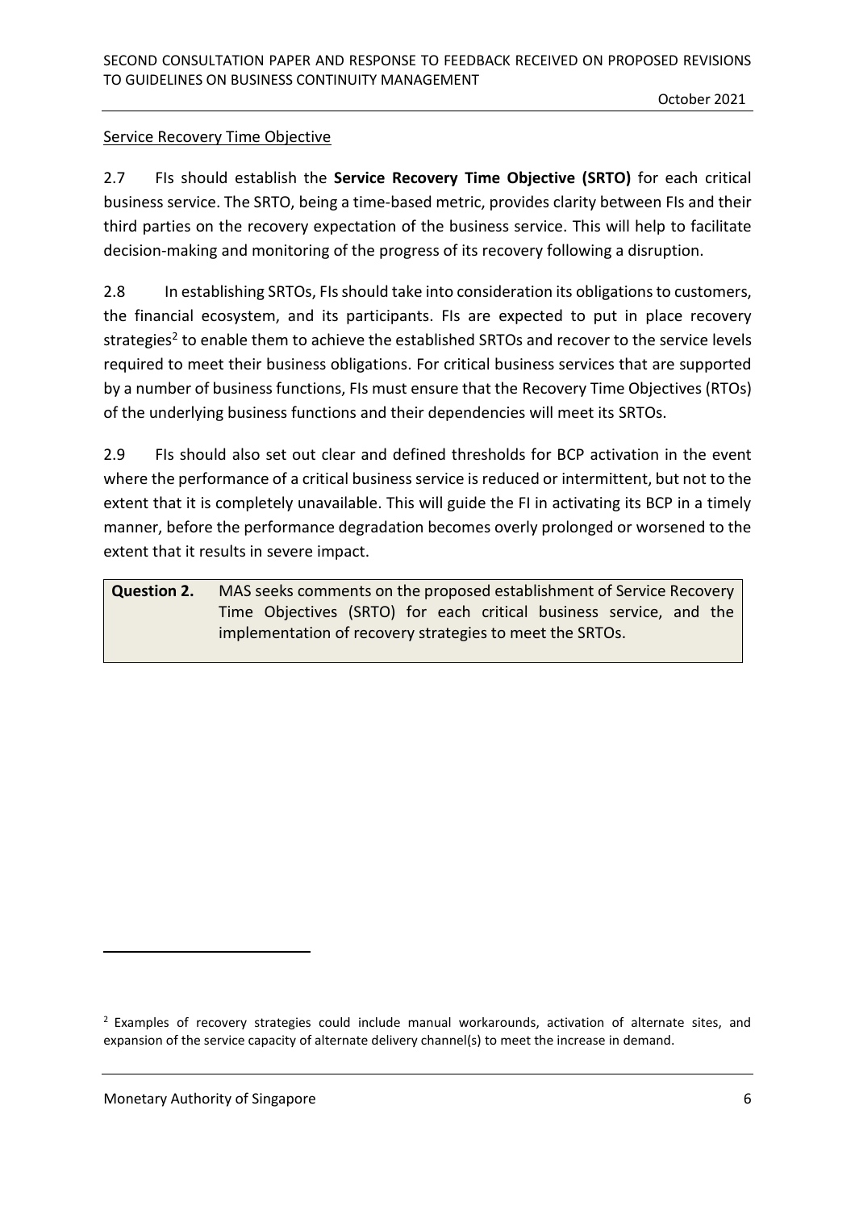Service Recovery Time Objective

2.7 FIs should establish the **Service Recovery Time Objective (SRTO)** for each critical business service. The SRTO, being a time-based metric, provides clarity between FIs and their third parties on the recovery expectation of the business service. This will help to facilitate decision-making and monitoring of the progress of its recovery following a disruption.

2.8 In establishing SRTOs, FIs should take into consideration its obligations to customers, the financial ecosystem, and its participants. FIs are expected to put in place recovery strategies[2] to enable them to achieve the established SRTOs and recover to the service levels required to meet their business obligations. For critical business services that are supported by a number of business functions, FIs must ensure that the Recovery Time Objectives (RTOs) of the underlying business functions and their dependencies will meet its SRTOs.

2.9 FIs should also set out clear and defined thresholds for BCP activation in the event where the performance of a critical business service is reduced or intermittent, but not to the extent that it is completely unavailable. This will guide the FI in activating its BCP in a timely manner, before the performance degradation becomes overly prolonged or worsened to the extent that it results in severe impact.

| **Question 2.** | MAS seeks comments on the proposed establishment of Service Recovery Time Objectives (SRTO) for each critical business service, and the implementation of recovery strategies to meet the SRTOs. |
|---|---|

[2] Examples of recovery strategies could include manual workarounds, activation of alternate sites, and expansion of the service capacity of alternate delivery channel(s) to meet the increase in demand.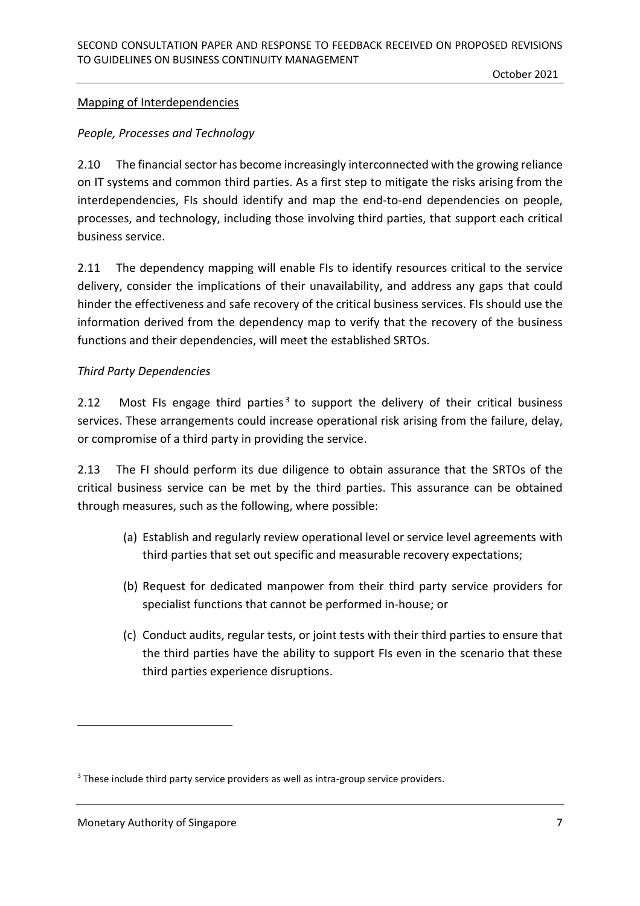Mapping of Interdependencies

*People, Processes and Technology*

2.10 The financial sector has become increasingly interconnected with the growing reliance on IT systems and common third parties. As a first step to mitigate the risks arising from the interdependencies, FIs should identify and map the end-to-end dependencies on people, processes, and technology, including those involving third parties, that support each critical business service.

2.11 The dependency mapping will enable FIs to identify resources critical to the service delivery, consider the implications of their unavailability, and address any gaps that could hinder the effectiveness and safe recovery of the critical business services. FIs should use the information derived from the dependency map to verify that the recovery of the business functions and their dependencies, will meet the established SRTOs.

*Third Party Dependencies*

2.12 Most FIs engage third parties[3] to support the delivery of their critical business services. These arrangements could increase operational risk arising from the failure, delay, or compromise of a third party in providing the service.

2.13 The FI should perform its due diligence to obtain assurance that the SRTOs of the critical business service can be met by the third parties. This assurance can be obtained through measures, such as the following, where possible:

(a) Establish and regularly review operational level or service level agreements with third parties that set out specific and measurable recovery expectations;

(b) Request for dedicated manpower from their third party service providers for specialist functions that cannot be performed in-house; or

(c) Conduct audits, regular tests, or joint tests with their third parties to ensure that the third parties have the ability to support FIs even in the scenario that these third parties experience disruptions.

---

[3] These include third party service providers as well as intra-group service providers.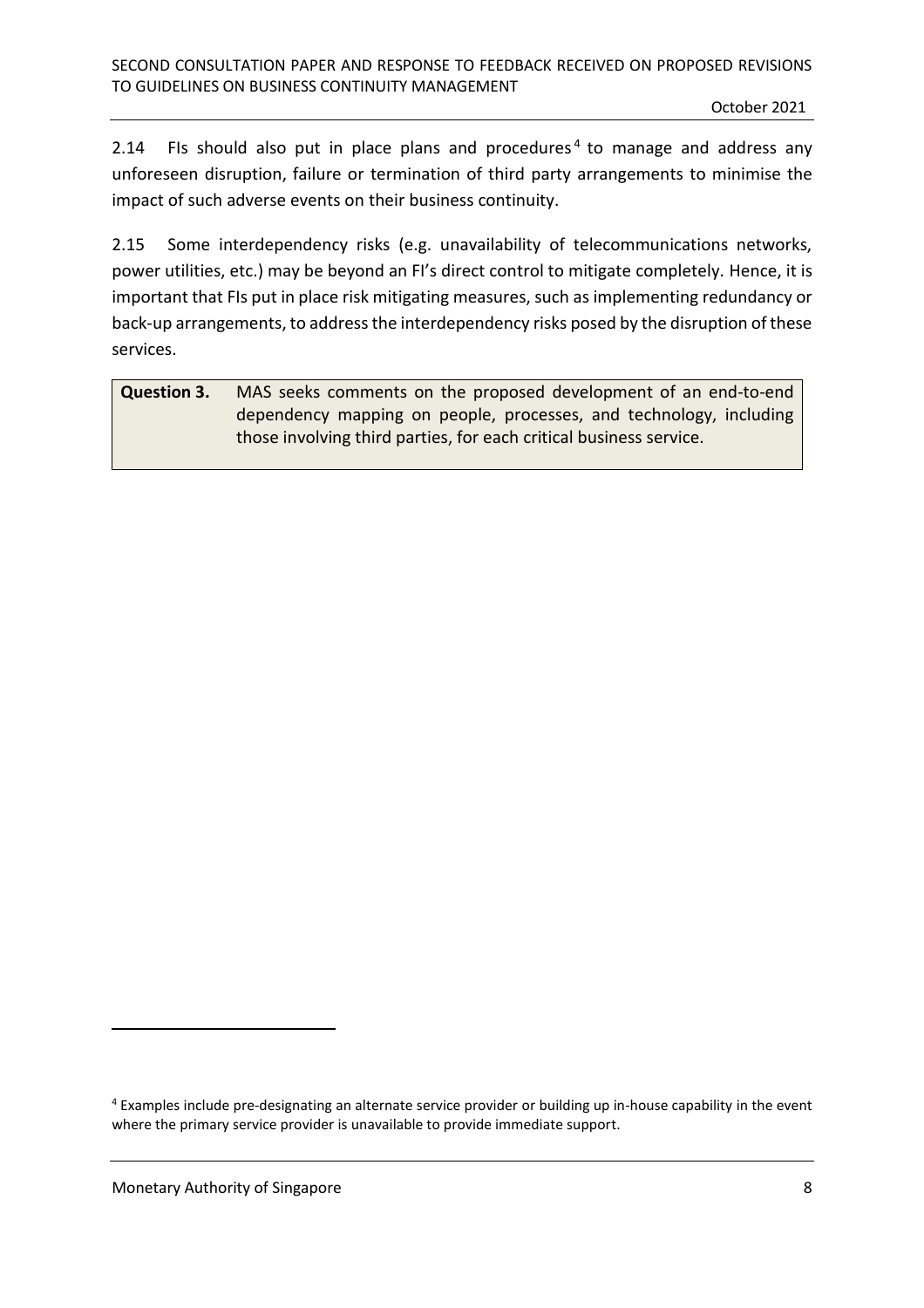2.14 FIs should also put in place plans and procedures[4] to manage and address any unforeseen disruption, failure or termination of third party arrangements to minimise the impact of such adverse events on their business continuity.

2.15 Some interdependency risks (e.g. unavailability of telecommunications networks, power utilities, etc.) may be beyond an FI's direct control to mitigate completely. Hence, it is important that FIs put in place risk mitigating measures, such as implementing redundancy or back-up arrangements, to address the interdependency risks posed by the disruption of these services.

| **Question 3.** | MAS seeks comments on the proposed development of an end-to-end dependency mapping on people, processes, and technology, including those involving third parties, for each critical business service. |
|---|---|

[4] Examples include pre-designating an alternate service provider or building up in-house capability in the event where the primary service provider is unavailable to provide immediate support.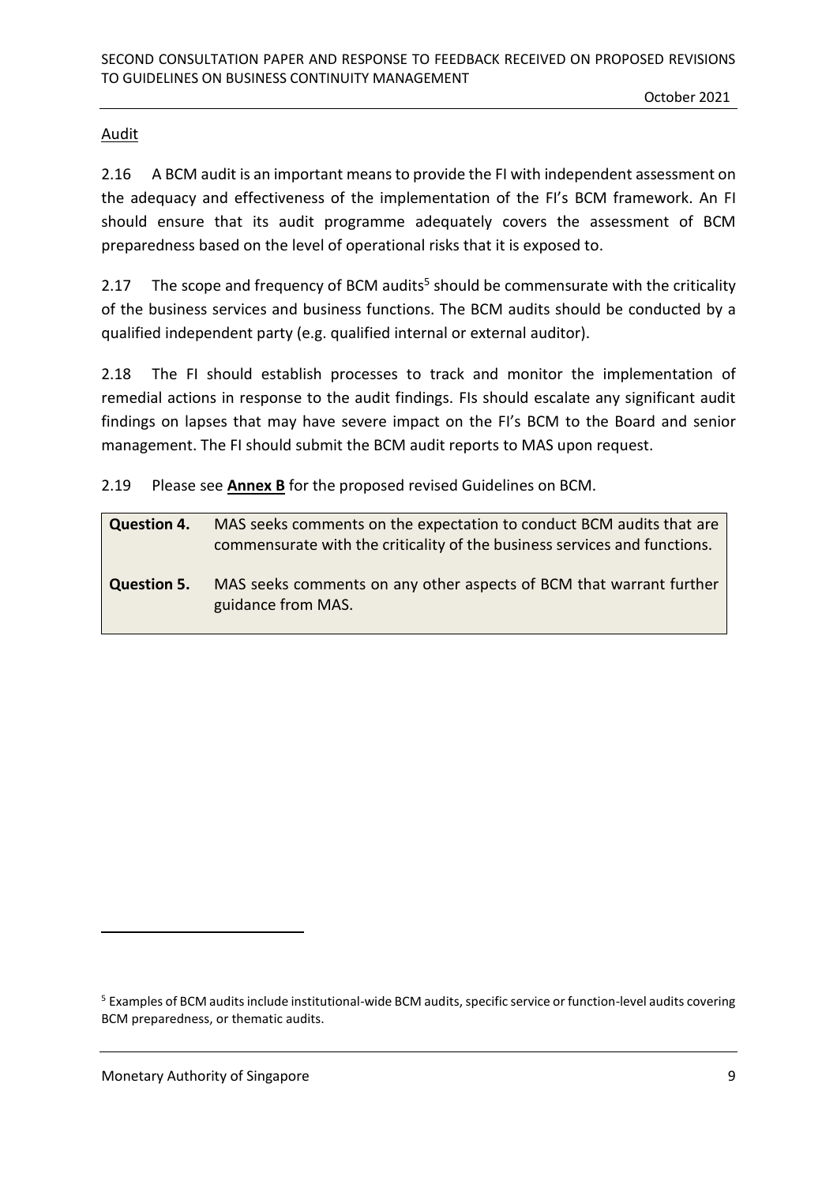Audit

2.16 A BCM audit is an important means to provide the FI with independent assessment on the adequacy and effectiveness of the implementation of the FI's BCM framework. An FI should ensure that its audit programme adequately covers the assessment of BCM preparedness based on the level of operational risks that it is exposed to.

2.17 The scope and frequency of BCM audits[5] should be commensurate with the criticality of the business services and business functions. The BCM audits should be conducted by a qualified independent party (e.g. qualified internal or external auditor).

2.18 The FI should establish processes to track and monitor the implementation of remedial actions in response to the audit findings. FIs should escalate any significant audit findings on lapses that may have severe impact on the FI's BCM to the Board and senior management. The FI should submit the BCM audit reports to MAS upon request.

2.19 Please see **Annex B** for the proposed revised Guidelines on BCM.

| | |
|---|---|
| **Question 4.** | MAS seeks comments on the expectation to conduct BCM audits that are commensurate with the criticality of the business services and functions. |
| **Question 5.** | MAS seeks comments on any other aspects of BCM that warrant further guidance from MAS. |

[5] Examples of BCM audits include institutional-wide BCM audits, specific service or function-level audits covering BCM preparedness, or thematic audits.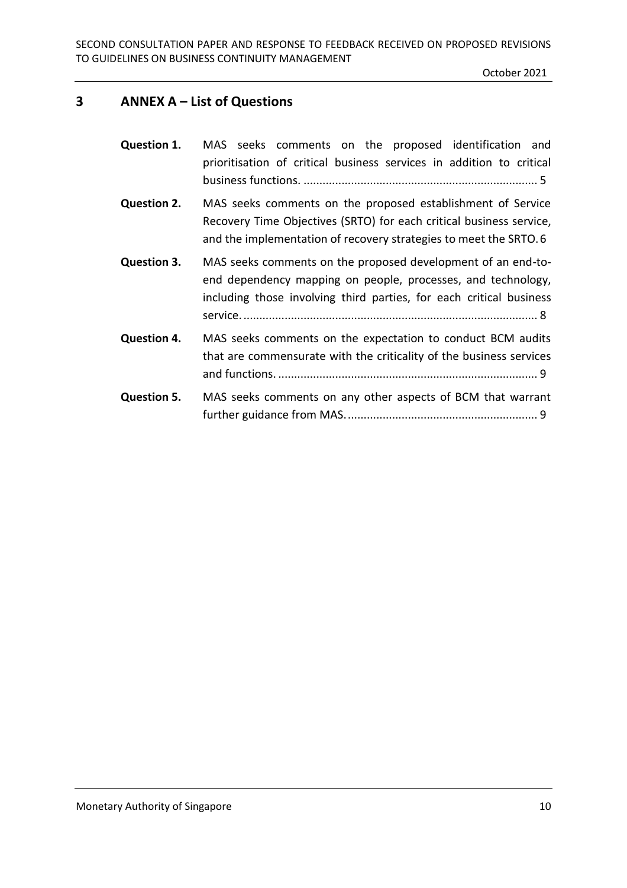## 3 ANNEX A – List of Questions

**Question 1.** MAS seeks comments on the proposed identification and prioritisation of critical business services in addition to critical business functions. ........................................................................ 5

**Question 2.** MAS seeks comments on the proposed establishment of Service Recovery Time Objectives (SRTO) for each critical business service, and the implementation of recovery strategies to meet the SRTO. 6

**Question 3.** MAS seeks comments on the proposed development of an end-to-end dependency mapping on people, processes, and technology, including those involving third parties, for each critical business service. ........................................................................................... 8

**Question 4.** MAS seeks comments on the expectation to conduct BCM audits that are commensurate with the criticality of the business services and functions. ................................................................................ 9

**Question 5.** MAS seeks comments on any other aspects of BCM that warrant further guidance from MAS. .......................................................... 9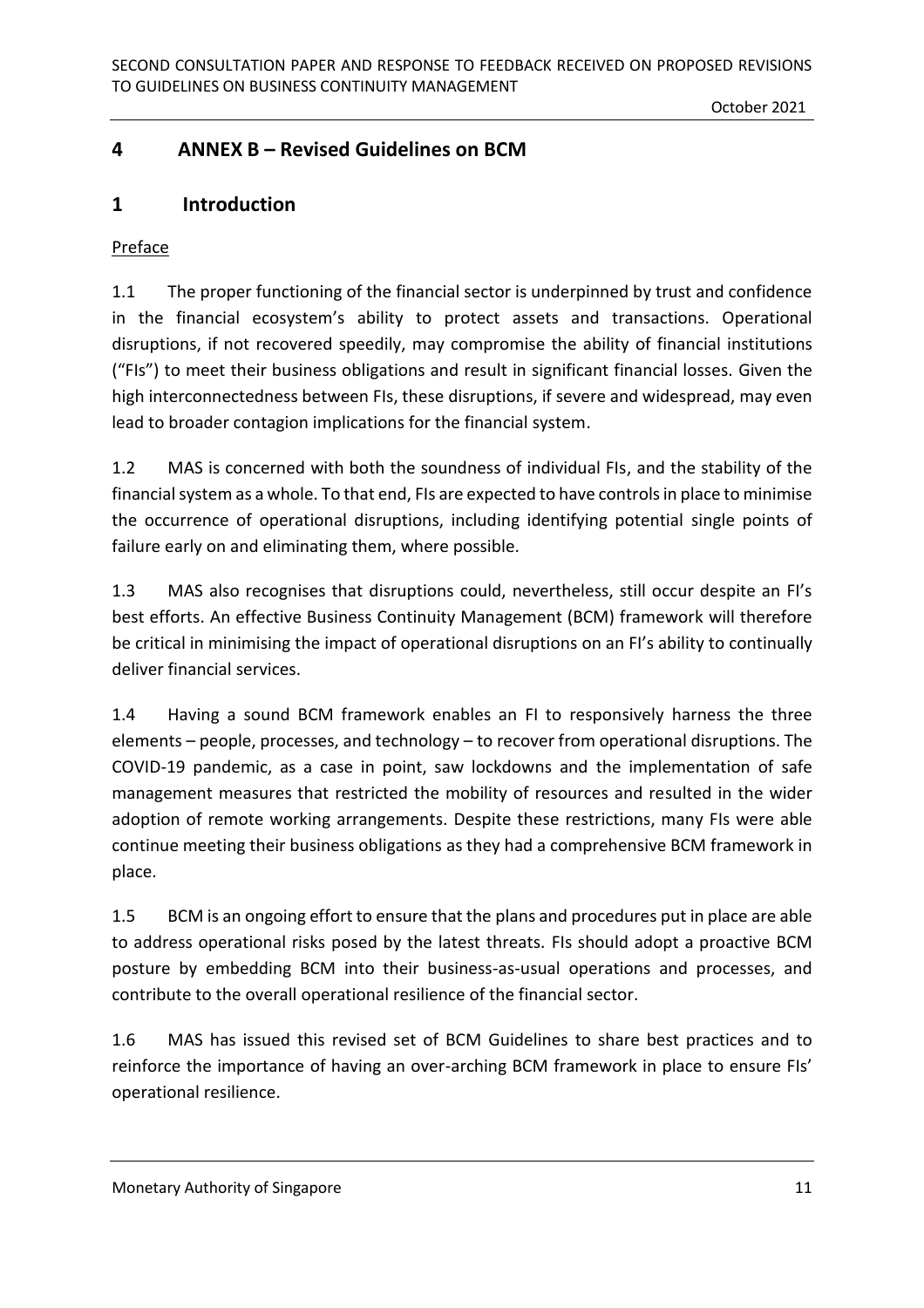## 4 ANNEX B – Revised Guidelines on BCM

## 1 Introduction

Preface

1.1 The proper functioning of the financial sector is underpinned by trust and confidence in the financial ecosystem's ability to protect assets and transactions. Operational disruptions, if not recovered speedily, may compromise the ability of financial institutions ("FIs") to meet their business obligations and result in significant financial losses. Given the high interconnectedness between FIs, these disruptions, if severe and widespread, may even lead to broader contagion implications for the financial system.

1.2 MAS is concerned with both the soundness of individual FIs, and the stability of the financial system as a whole. To that end, FIs are expected to have controls in place to minimise the occurrence of operational disruptions, including identifying potential single points of failure early on and eliminating them, where possible.

1.3 MAS also recognises that disruptions could, nevertheless, still occur despite an FI's best efforts. An effective Business Continuity Management (BCM) framework will therefore be critical in minimising the impact of operational disruptions on an FI's ability to continually deliver financial services.

1.4 Having a sound BCM framework enables an FI to responsively harness the three elements – people, processes, and technology – to recover from operational disruptions. The COVID-19 pandemic, as a case in point, saw lockdowns and the implementation of safe management measures that restricted the mobility of resources and resulted in the wider adoption of remote working arrangements. Despite these restrictions, many FIs were able continue meeting their business obligations as they had a comprehensive BCM framework in place.

1.5 BCM is an ongoing effort to ensure that the plans and procedures put in place are able to address operational risks posed by the latest threats. FIs should adopt a proactive BCM posture by embedding BCM into their business-as-usual operations and processes, and contribute to the overall operational resilience of the financial sector.

1.6 MAS has issued this revised set of BCM Guidelines to share best practices and to reinforce the importance of having an over-arching BCM framework in place to ensure FIs' operational resilience.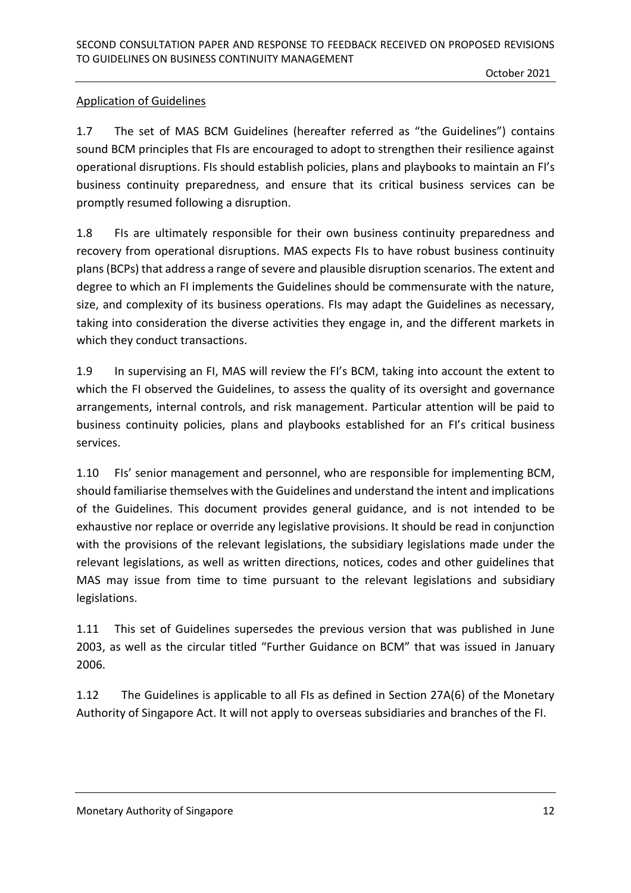Application of Guidelines

1.7 The set of MAS BCM Guidelines (hereafter referred as "the Guidelines") contains sound BCM principles that FIs are encouraged to adopt to strengthen their resilience against operational disruptions. FIs should establish policies, plans and playbooks to maintain an FI's business continuity preparedness, and ensure that its critical business services can be promptly resumed following a disruption.

1.8 FIs are ultimately responsible for their own business continuity preparedness and recovery from operational disruptions. MAS expects FIs to have robust business continuity plans (BCPs) that address a range of severe and plausible disruption scenarios. The extent and degree to which an FI implements the Guidelines should be commensurate with the nature, size, and complexity of its business operations. FIs may adapt the Guidelines as necessary, taking into consideration the diverse activities they engage in, and the different markets in which they conduct transactions.

1.9 In supervising an FI, MAS will review the FI's BCM, taking into account the extent to which the FI observed the Guidelines, to assess the quality of its oversight and governance arrangements, internal controls, and risk management. Particular attention will be paid to business continuity policies, plans and playbooks established for an FI's critical business services.

1.10 FIs' senior management and personnel, who are responsible for implementing BCM, should familiarise themselves with the Guidelines and understand the intent and implications of the Guidelines. This document provides general guidance, and is not intended to be exhaustive nor replace or override any legislative provisions. It should be read in conjunction with the provisions of the relevant legislations, the subsidiary legislations made under the relevant legislations, as well as written directions, notices, codes and other guidelines that MAS may issue from time to time pursuant to the relevant legislations and subsidiary legislations.

1.11 This set of Guidelines supersedes the previous version that was published in June 2003, as well as the circular titled "Further Guidance on BCM" that was issued in January 2006.

1.12 The Guidelines is applicable to all FIs as defined in Section 27A(6) of the Monetary Authority of Singapore Act. It will not apply to overseas subsidiaries and branches of the FI.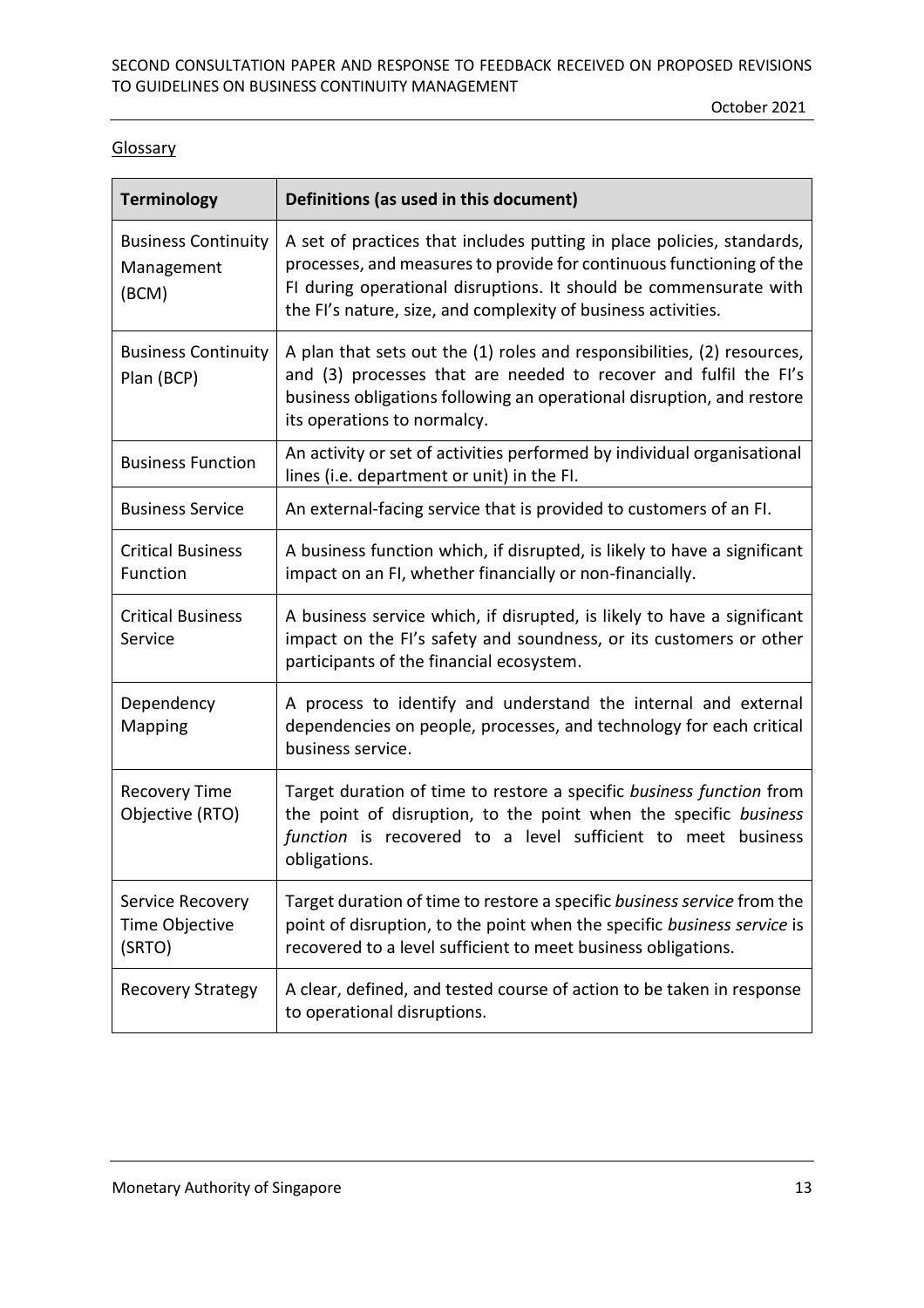<u>Glossary</u>

| Terminology | Definitions (as used in this document) |
|---|---|
| Business Continuity Management (BCM) | A set of practices that includes putting in place policies, standards, processes, and measures to provide for continuous functioning of the FI during operational disruptions. It should be commensurate with the FI's nature, size, and complexity of business activities. |
| Business Continuity Plan (BCP) | A plan that sets out the (1) roles and responsibilities, (2) resources, and (3) processes that are needed to recover and fulfil the FI's business obligations following an operational disruption, and restore its operations to normalcy. |
| Business Function | An activity or set of activities performed by individual organisational lines (i.e. department or unit) in the FI. |
| Business Service | An external-facing service that is provided to customers of an FI. |
| Critical Business Function | A business function which, if disrupted, is likely to have a significant impact on an FI, whether financially or non-financially. |
| Critical Business Service | A business service which, if disrupted, is likely to have a significant impact on the FI's safety and soundness, or its customers or other participants of the financial ecosystem. |
| Dependency Mapping | A process to identify and understand the internal and external dependencies on people, processes, and technology for each critical business service. |
| Recovery Time Objective (RTO) | Target duration of time to restore a specific *business function* from the point of disruption, to the point when the specific *business function* is recovered to a level sufficient to meet business obligations. |
| Service Recovery Time Objective (SRTO) | Target duration of time to restore a specific *business service* from the point of disruption, to the point when the specific *business service* is recovered to a level sufficient to meet business obligations. |
| Recovery Strategy | A clear, defined, and tested course of action to be taken in response to operational disruptions. |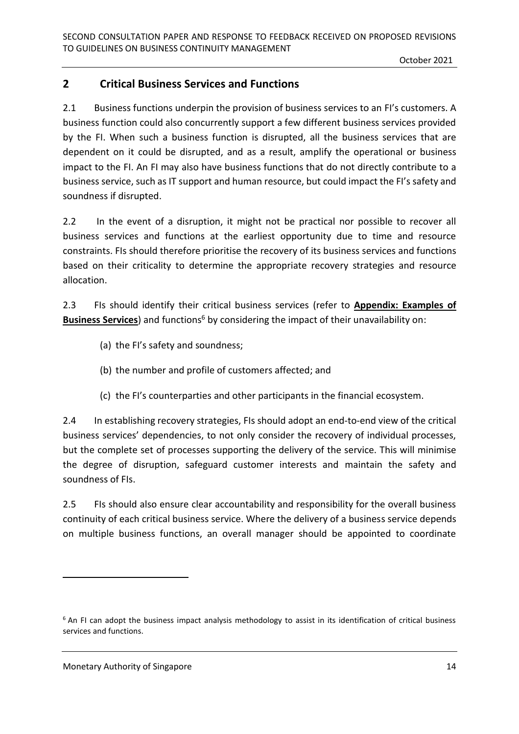## 2 Critical Business Services and Functions

2.1 Business functions underpin the provision of business services to an FI's customers. A business function could also concurrently support a few different business services provided by the FI. When such a business function is disrupted, all the business services that are dependent on it could be disrupted, and as a result, amplify the operational or business impact to the FI. An FI may also have business functions that do not directly contribute to a business service, such as IT support and human resource, but could impact the FI's safety and soundness if disrupted.

2.2 In the event of a disruption, it might not be practical nor possible to recover all business services and functions at the earliest opportunity due to time and resource constraints. FIs should therefore prioritise the recovery of its business services and functions based on their criticality to determine the appropriate recovery strategies and resource allocation.

2.3 FIs should identify their critical business services (refer to **Appendix: Examples of Business Services**) and functions[6] by considering the impact of their unavailability on:

(a) the FI's safety and soundness;

(b) the number and profile of customers affected; and

(c) the FI's counterparties and other participants in the financial ecosystem.

2.4 In establishing recovery strategies, FIs should adopt an end-to-end view of the critical business services' dependencies, to not only consider the recovery of individual processes, but the complete set of processes supporting the delivery of the service. This will minimise the degree of disruption, safeguard customer interests and maintain the safety and soundness of FIs.

2.5 FIs should also ensure clear accountability and responsibility for the overall business continuity of each critical business service. Where the delivery of a business service depends on multiple business functions, an overall manager should be appointed to coordinate

[6] An FI can adopt the business impact analysis methodology to assist in its identification of critical business services and functions.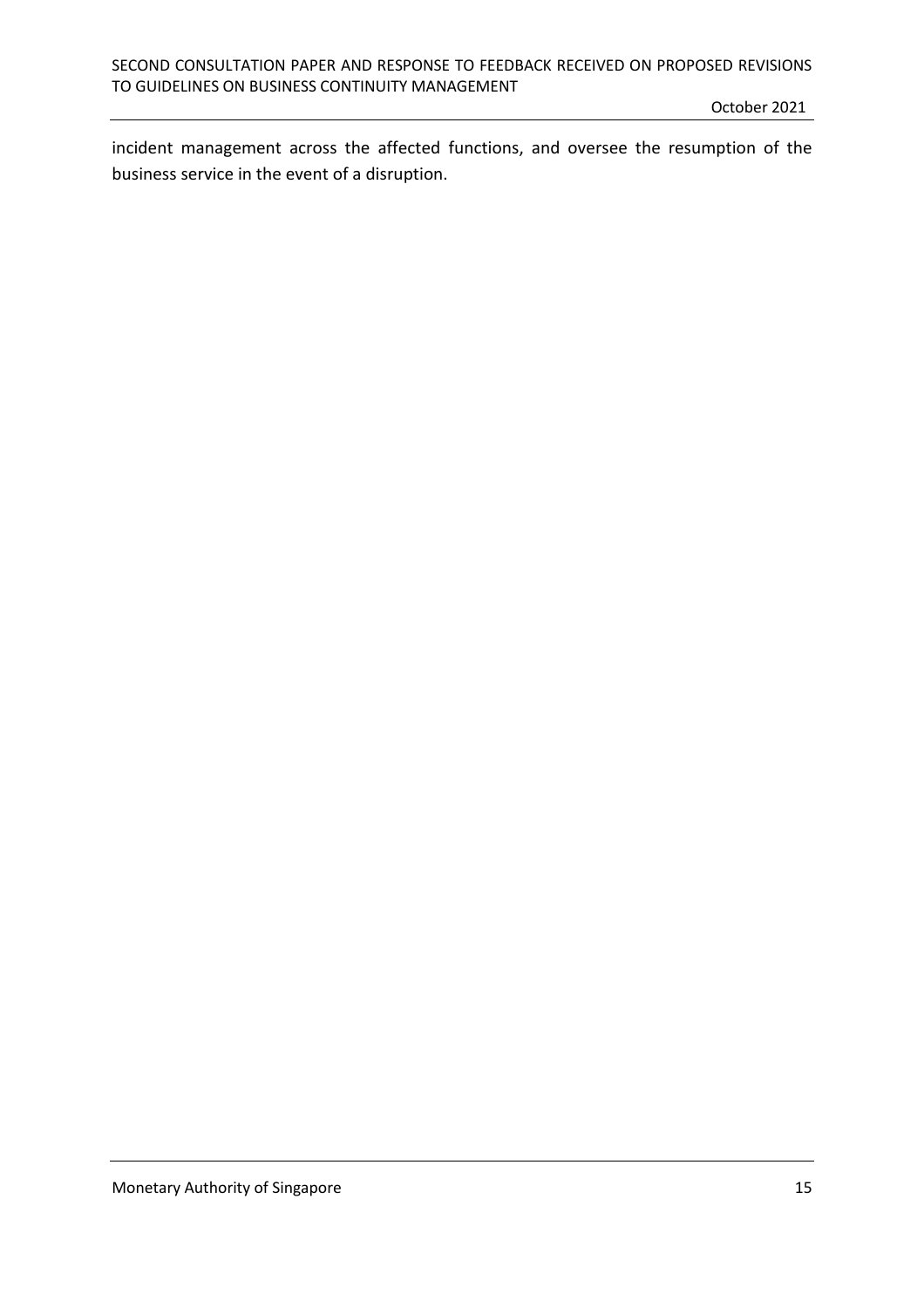incident management across the affected functions, and oversee the resumption of the business service in the event of a disruption.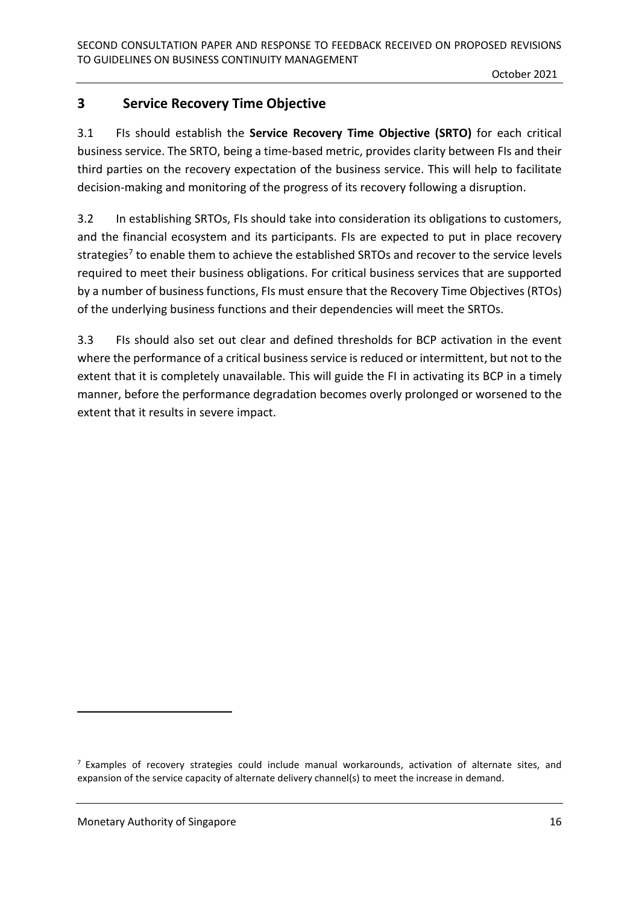## 3 Service Recovery Time Objective

3.1 FIs should establish the **Service Recovery Time Objective (SRTO)** for each critical business service. The SRTO, being a time-based metric, provides clarity between FIs and their third parties on the recovery expectation of the business service. This will help to facilitate decision-making and monitoring of the progress of its recovery following a disruption.

3.2 In establishing SRTOs, FIs should take into consideration its obligations to customers, and the financial ecosystem and its participants. FIs are expected to put in place recovery strategies[7] to enable them to achieve the established SRTOs and recover to the service levels required to meet their business obligations. For critical business services that are supported by a number of business functions, FIs must ensure that the Recovery Time Objectives (RTOs) of the underlying business functions and their dependencies will meet the SRTOs.

3.3 FIs should also set out clear and defined thresholds for BCP activation in the event where the performance of a critical business service is reduced or intermittent, but not to the extent that it is completely unavailable. This will guide the FI in activating its BCP in a timely manner, before the performance degradation becomes overly prolonged or worsened to the extent that it results in severe impact.

---

[7] Examples of recovery strategies could include manual workarounds, activation of alternate sites, and expansion of the service capacity of alternate delivery channel(s) to meet the increase in demand.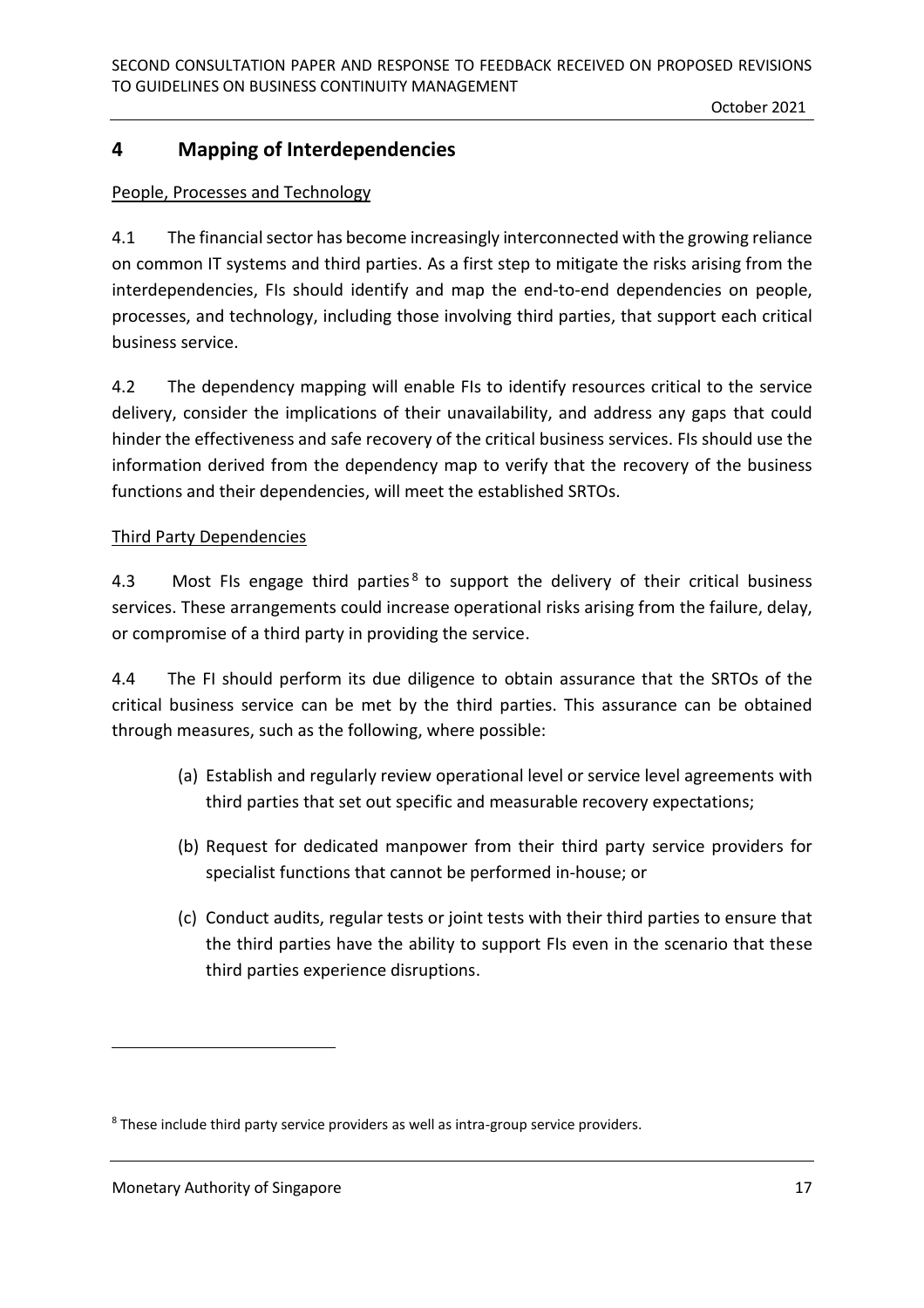## 4 Mapping of Interdependencies

People, Processes and Technology

4.1 The financial sector has become increasingly interconnected with the growing reliance on common IT systems and third parties. As a first step to mitigate the risks arising from the interdependencies, FIs should identify and map the end-to-end dependencies on people, processes, and technology, including those involving third parties, that support each critical business service.

4.2 The dependency mapping will enable FIs to identify resources critical to the service delivery, consider the implications of their unavailability, and address any gaps that could hinder the effectiveness and safe recovery of the critical business services. FIs should use the information derived from the dependency map to verify that the recovery of the business functions and their dependencies, will meet the established SRTOs.

Third Party Dependencies

4.3 Most FIs engage third parties[8] to support the delivery of their critical business services. These arrangements could increase operational risks arising from the failure, delay, or compromise of a third party in providing the service.

4.4 The FI should perform its due diligence to obtain assurance that the SRTOs of the critical business service can be met by the third parties. This assurance can be obtained through measures, such as the following, where possible:

(a) Establish and regularly review operational level or service level agreements with third parties that set out specific and measurable recovery expectations;

(b) Request for dedicated manpower from their third party service providers for specialist functions that cannot be performed in-house; or

(c) Conduct audits, regular tests or joint tests with their third parties to ensure that the third parties have the ability to support FIs even in the scenario that these third parties experience disruptions.

---

[8] These include third party service providers as well as intra-group service providers.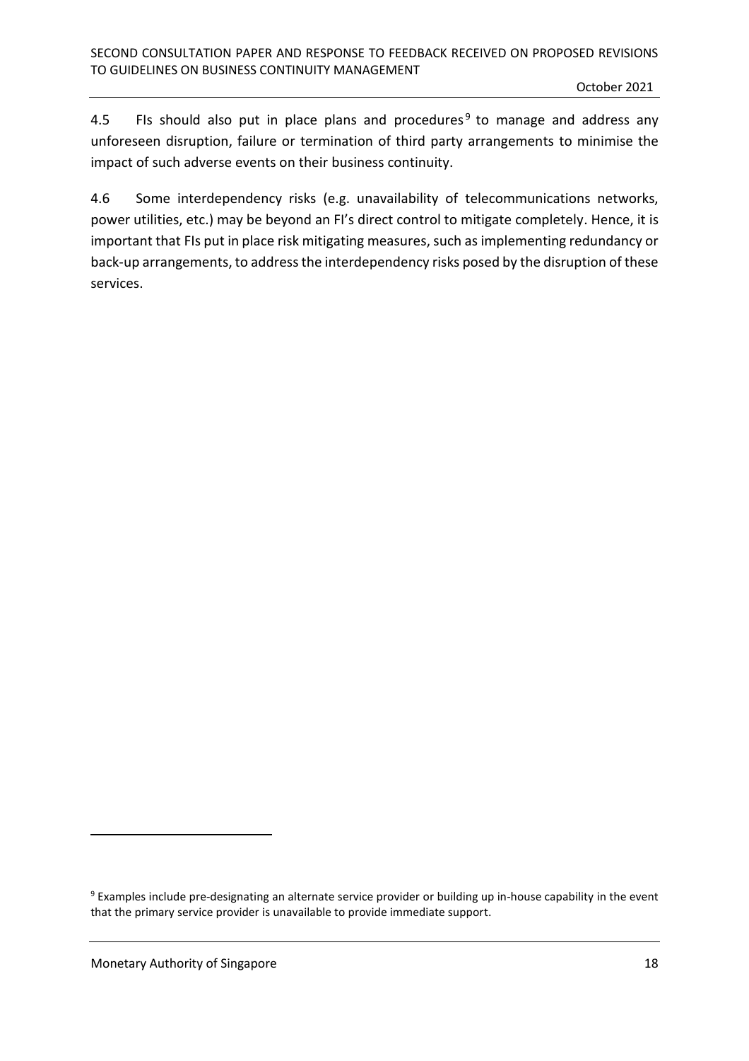4.5 FIs should also put in place plans and procedures[9] to manage and address any unforeseen disruption, failure or termination of third party arrangements to minimise the impact of such adverse events on their business continuity.

4.6 Some interdependency risks (e.g. unavailability of telecommunications networks, power utilities, etc.) may be beyond an FI's direct control to mitigate completely. Hence, it is important that FIs put in place risk mitigating measures, such as implementing redundancy or back-up arrangements, to address the interdependency risks posed by the disruption of these services.

---

[9] Examples include pre-designating an alternate service provider or building up in-house capability in the event that the primary service provider is unavailable to provide immediate support.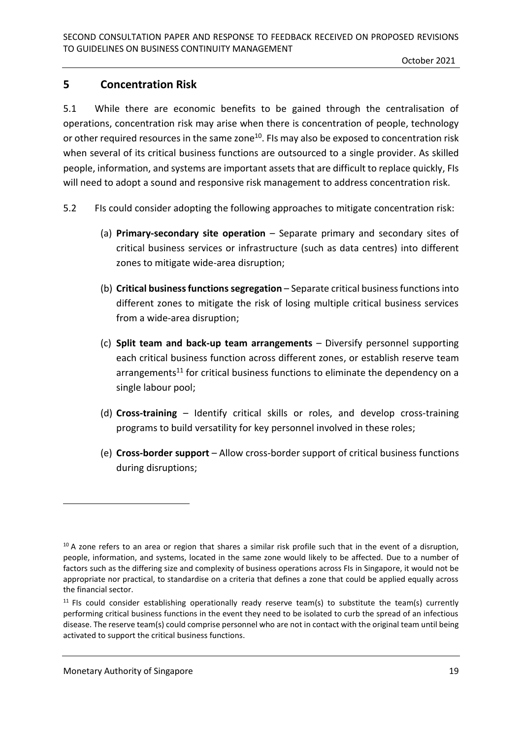## 5 Concentration Risk

5.1 While there are economic benefits to be gained through the centralisation of operations, concentration risk may arise when there is concentration of people, technology or other required resources in the same zone[10]. FIs may also be exposed to concentration risk when several of its critical business functions are outsourced to a single provider. As skilled people, information, and systems are important assets that are difficult to replace quickly, FIs will need to adopt a sound and responsive risk management to address concentration risk.

5.2 FIs could consider adopting the following approaches to mitigate concentration risk:

(a) **Primary-secondary site operation** – Separate primary and secondary sites of critical business services or infrastructure (such as data centres) into different zones to mitigate wide-area disruption;

(b) **Critical business functions segregation** – Separate critical business functions into different zones to mitigate the risk of losing multiple critical business services from a wide-area disruption;

(c) **Split team and back-up team arrangements** – Diversify personnel supporting each critical business function across different zones, or establish reserve team arrangements[11] for critical business functions to eliminate the dependency on a single labour pool;

(d) **Cross-training** – Identify critical skills or roles, and develop cross-training programs to build versatility for key personnel involved in these roles;

(e) **Cross-border support** – Allow cross-border support of critical business functions during disruptions;

---

[10] A zone refers to an area or region that shares a similar risk profile such that in the event of a disruption, people, information, and systems, located in the same zone would likely to be affected. Due to a number of factors such as the differing size and complexity of business operations across FIs in Singapore, it would not be appropriate nor practical, to standardise on a criteria that defines a zone that could be applied equally across the financial sector.

[11] FIs could consider establishing operationally ready reserve team(s) to substitute the team(s) currently performing critical business functions in the event they need to be isolated to curb the spread of an infectious disease. The reserve team(s) could comprise personnel who are not in contact with the original team until being activated to support the critical business functions.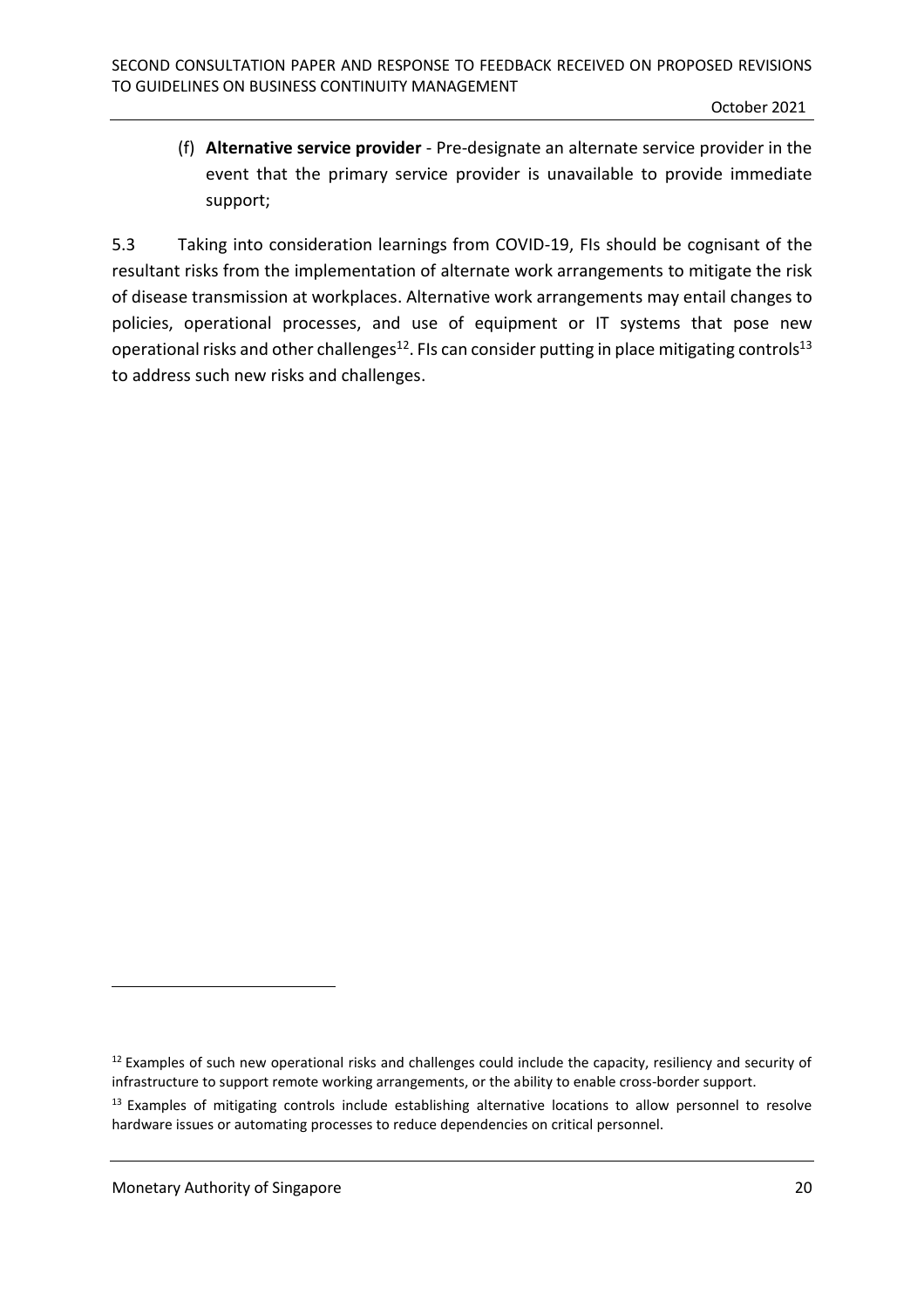(f) **Alternative service provider** - Pre-designate an alternate service provider in the event that the primary service provider is unavailable to provide immediate support;

5.3 Taking into consideration learnings from COVID-19, FIs should be cognisant of the resultant risks from the implementation of alternate work arrangements to mitigate the risk of disease transmission at workplaces. Alternative work arrangements may entail changes to policies, operational processes, and use of equipment or IT systems that pose new operational risks and other challenges[12]. FIs can consider putting in place mitigating controls[13] to address such new risks and challenges.

---

[12] Examples of such new operational risks and challenges could include the capacity, resiliency and security of infrastructure to support remote working arrangements, or the ability to enable cross-border support.

[13] Examples of mitigating controls include establishing alternative locations to allow personnel to resolve hardware issues or automating processes to reduce dependencies on critical personnel.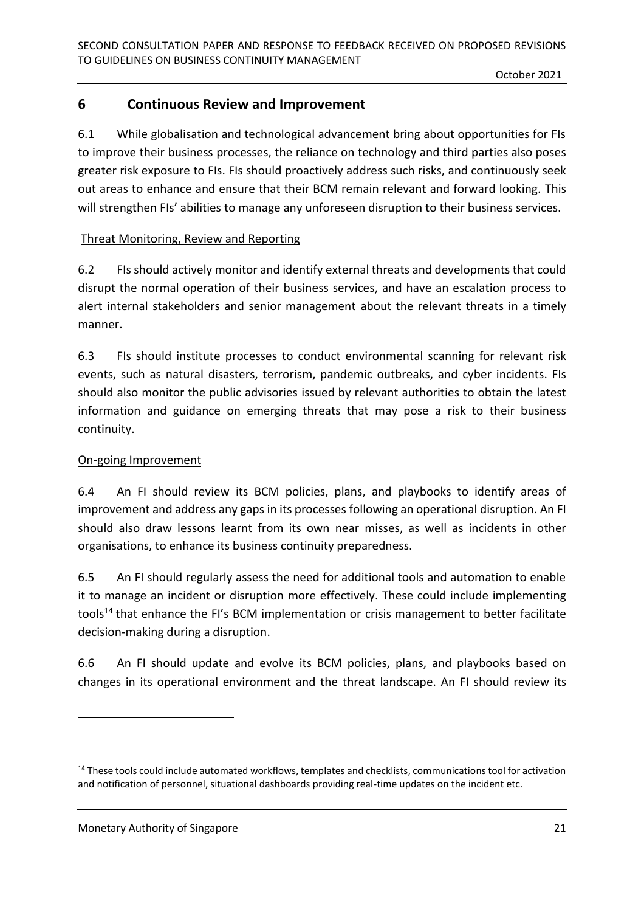## 6 Continuous Review and Improvement

6.1 While globalisation and technological advancement bring about opportunities for FIs to improve their business processes, the reliance on technology and third parties also poses greater risk exposure to FIs. FIs should proactively address such risks, and continuously seek out areas to enhance and ensure that their BCM remain relevant and forward looking. This will strengthen FIs' abilities to manage any unforeseen disruption to their business services.

### Threat Monitoring, Review and Reporting

6.2 FIs should actively monitor and identify external threats and developments that could disrupt the normal operation of their business services, and have an escalation process to alert internal stakeholders and senior management about the relevant threats in a timely manner.

6.3 FIs should institute processes to conduct environmental scanning for relevant risk events, such as natural disasters, terrorism, pandemic outbreaks, and cyber incidents. FIs should also monitor the public advisories issued by relevant authorities to obtain the latest information and guidance on emerging threats that may pose a risk to their business continuity.

### On-going Improvement

6.4 An FI should review its BCM policies, plans, and playbooks to identify areas of improvement and address any gaps in its processes following an operational disruption. An FI should also draw lessons learnt from its own near misses, as well as incidents in other organisations, to enhance its business continuity preparedness.

6.5 An FI should regularly assess the need for additional tools and automation to enable it to manage an incident or disruption more effectively. These could include implementing tools[14] that enhance the FI's BCM implementation or crisis management to better facilitate decision-making during a disruption.

6.6 An FI should update and evolve its BCM policies, plans, and playbooks based on changes in its operational environment and the threat landscape. An FI should review its

[14] These tools could include automated workflows, templates and checklists, communications tool for activation and notification of personnel, situational dashboards providing real-time updates on the incident etc.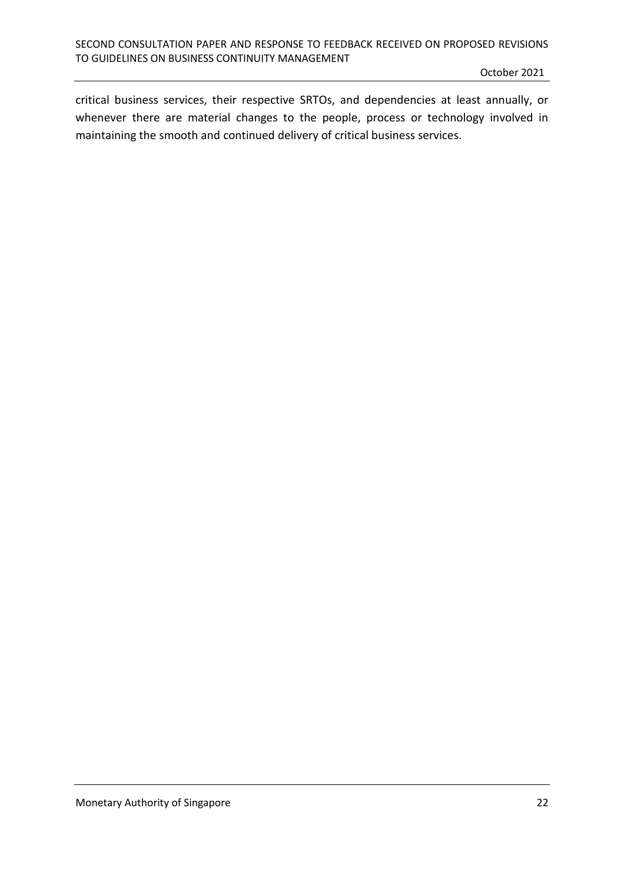critical business services, their respective SRTOs, and dependencies at least annually, or whenever there are material changes to the people, process or technology involved in maintaining the smooth and continued delivery of critical business services.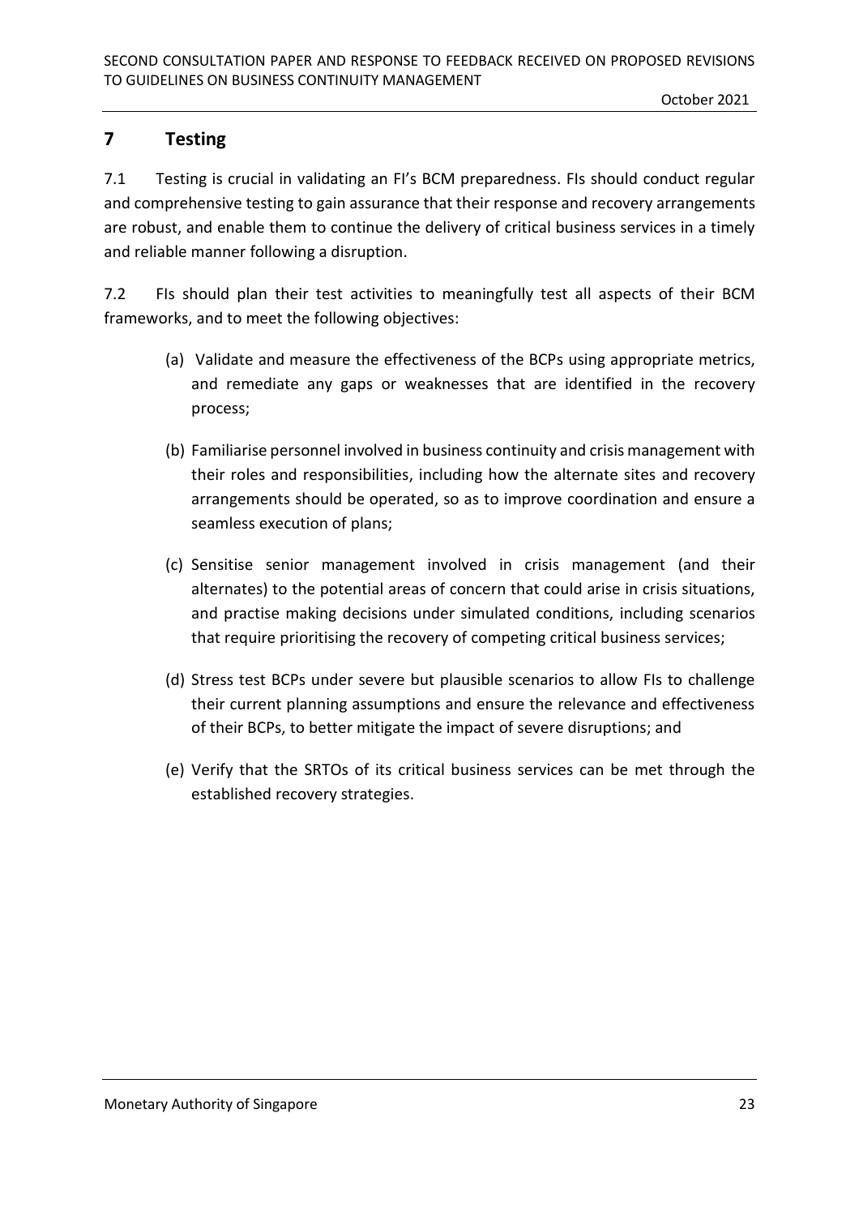## 7 Testing

7.1 Testing is crucial in validating an FI's BCM preparedness. FIs should conduct regular and comprehensive testing to gain assurance that their response and recovery arrangements are robust, and enable them to continue the delivery of critical business services in a timely and reliable manner following a disruption.

7.2 FIs should plan their test activities to meaningfully test all aspects of their BCM frameworks, and to meet the following objectives:

(a) Validate and measure the effectiveness of the BCPs using appropriate metrics, and remediate any gaps or weaknesses that are identified in the recovery process;

(b) Familiarise personnel involved in business continuity and crisis management with their roles and responsibilities, including how the alternate sites and recovery arrangements should be operated, so as to improve coordination and ensure a seamless execution of plans;

(c) Sensitise senior management involved in crisis management (and their alternates) to the potential areas of concern that could arise in crisis situations, and practise making decisions under simulated conditions, including scenarios that require prioritising the recovery of competing critical business services;

(d) Stress test BCPs under severe but plausible scenarios to allow FIs to challenge their current planning assumptions and ensure the relevance and effectiveness of their BCPs, to better mitigate the impact of severe disruptions; and

(e) Verify that the SRTOs of its critical business services can be met through the established recovery strategies.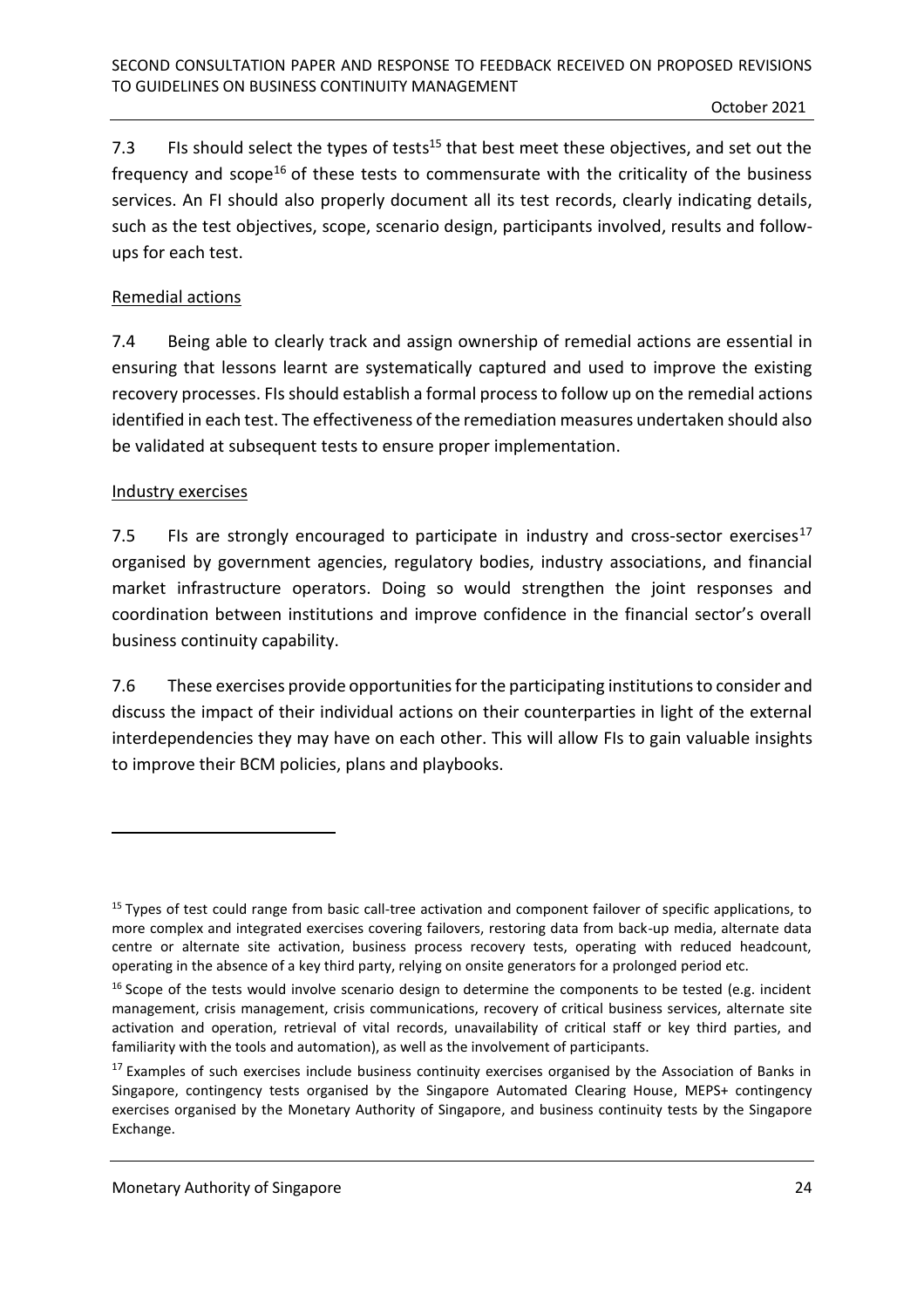7.3 FIs should select the types of tests[15] that best meet these objectives, and set out the frequency and scope[16] of these tests to commensurate with the criticality of the business services. An FI should also properly document all its test records, clearly indicating details, such as the test objectives, scope, scenario design, participants involved, results and follow-ups for each test.

Remedial actions

7.4 Being able to clearly track and assign ownership of remedial actions are essential in ensuring that lessons learnt are systematically captured and used to improve the existing recovery processes. FIs should establish a formal process to follow up on the remedial actions identified in each test. The effectiveness of the remediation measures undertaken should also be validated at subsequent tests to ensure proper implementation.

Industry exercises

7.5 FIs are strongly encouraged to participate in industry and cross-sector exercises[17] organised by government agencies, regulatory bodies, industry associations, and financial market infrastructure operators. Doing so would strengthen the joint responses and coordination between institutions and improve confidence in the financial sector's overall business continuity capability.

7.6 These exercises provide opportunities for the participating institutions to consider and discuss the impact of their individual actions on their counterparties in light of the external interdependencies they may have on each other. This will allow FIs to gain valuable insights to improve their BCM policies, plans and playbooks.

---

[15] Types of test could range from basic call-tree activation and component failover of specific applications, to more complex and integrated exercises covering failovers, restoring data from back-up media, alternate data centre or alternate site activation, business process recovery tests, operating with reduced headcount, operating in the absence of a key third party, relying on onsite generators for a prolonged period etc.

[16] Scope of the tests would involve scenario design to determine the components to be tested (e.g. incident management, crisis management, crisis communications, recovery of critical business services, alternate site activation and operation, retrieval of vital records, unavailability of critical staff or key third parties, and familiarity with the tools and automation), as well as the involvement of participants.

[17] Examples of such exercises include business continuity exercises organised by the Association of Banks in Singapore, contingency tests organised by the Singapore Automated Clearing House, MEPS+ contingency exercises organised by the Monetary Authority of Singapore, and business continuity tests by the Singapore Exchange.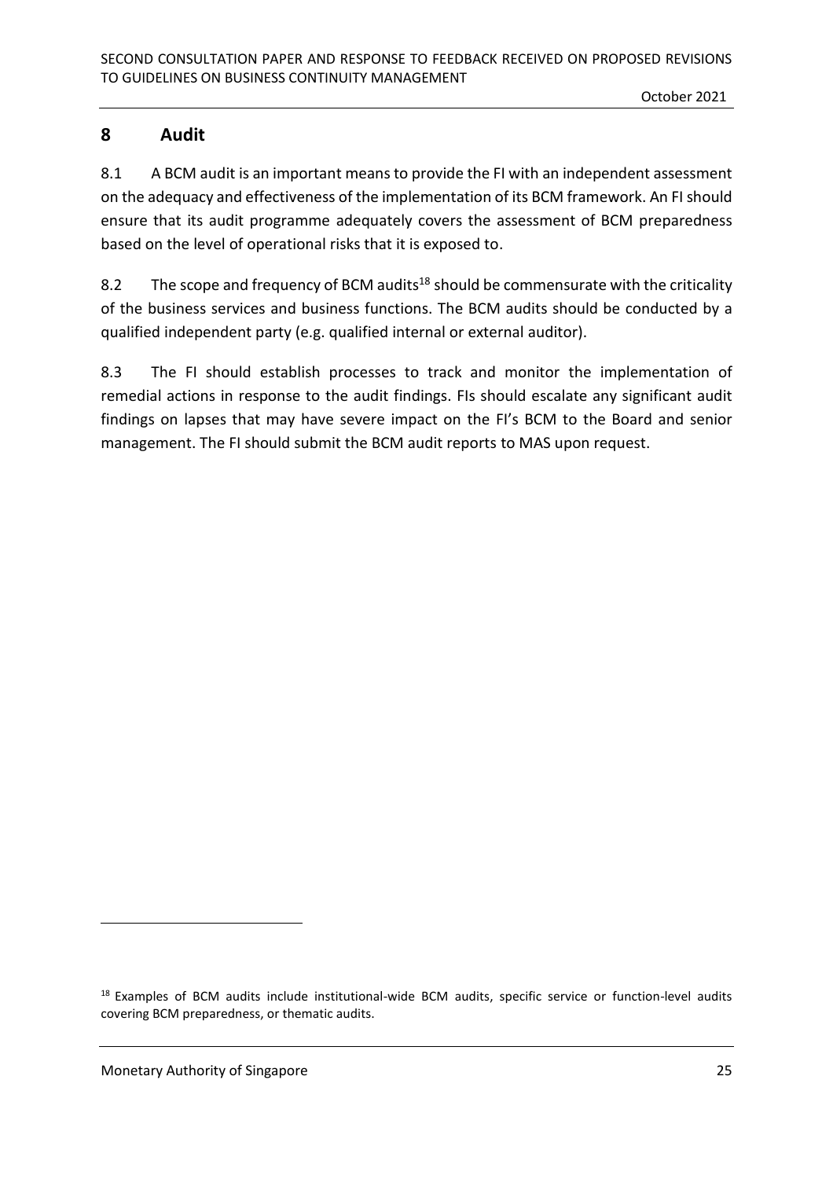## 8 Audit

8.1 A BCM audit is an important means to provide the FI with an independent assessment on the adequacy and effectiveness of the implementation of its BCM framework. An FI should ensure that its audit programme adequately covers the assessment of BCM preparedness based on the level of operational risks that it is exposed to.

8.2 The scope and frequency of BCM audits[18] should be commensurate with the criticality of the business services and business functions. The BCM audits should be conducted by a qualified independent party (e.g. qualified internal or external auditor).

8.3 The FI should establish processes to track and monitor the implementation of remedial actions in response to the audit findings. FIs should escalate any significant audit findings on lapses that may have severe impact on the FI's BCM to the Board and senior management. The FI should submit the BCM audit reports to MAS upon request.

[18] Examples of BCM audits include institutional-wide BCM audits, specific service or function-level audits covering BCM preparedness, or thematic audits.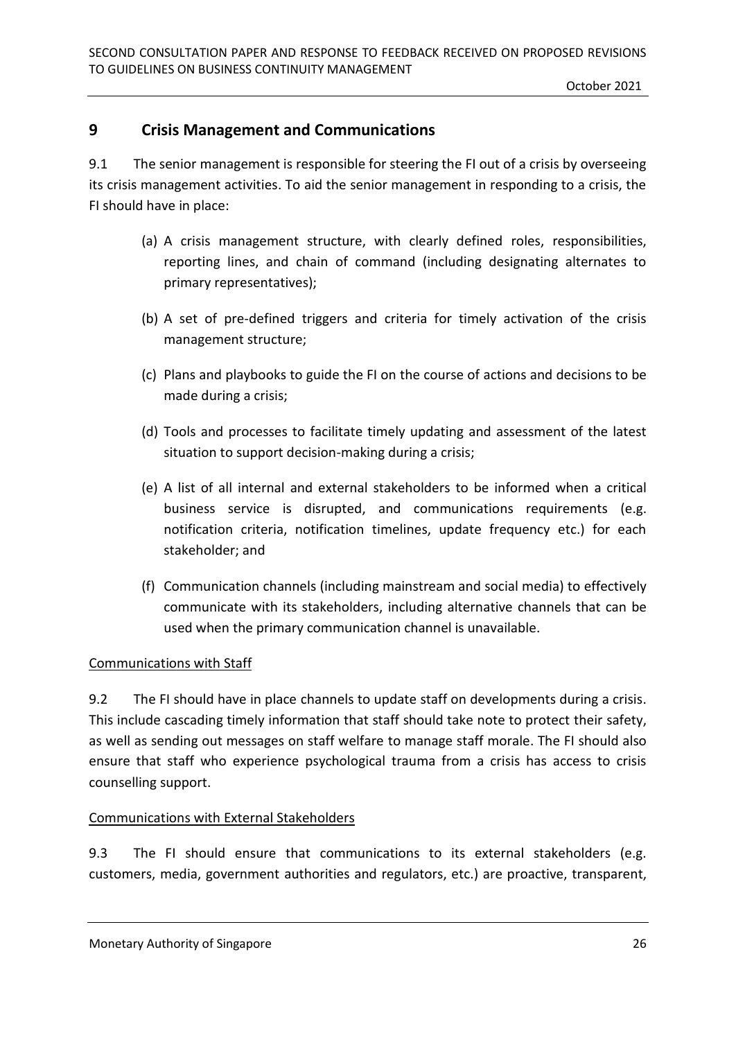## 9 Crisis Management and Communications

9.1 The senior management is responsible for steering the FI out of a crisis by overseeing its crisis management activities. To aid the senior management in responding to a crisis, the FI should have in place:

(a) A crisis management structure, with clearly defined roles, responsibilities, reporting lines, and chain of command (including designating alternates to primary representatives);

(b) A set of pre-defined triggers and criteria for timely activation of the crisis management structure;

(c) Plans and playbooks to guide the FI on the course of actions and decisions to be made during a crisis;

(d) Tools and processes to facilitate timely updating and assessment of the latest situation to support decision-making during a crisis;

(e) A list of all internal and external stakeholders to be informed when a critical business service is disrupted, and communications requirements (e.g. notification criteria, notification timelines, update frequency etc.) for each stakeholder; and

(f) Communication channels (including mainstream and social media) to effectively communicate with its stakeholders, including alternative channels that can be used when the primary communication channel is unavailable.

Communications with Staff

9.2 The FI should have in place channels to update staff on developments during a crisis. This include cascading timely information that staff should take note to protect their safety, as well as sending out messages on staff welfare to manage staff morale. The FI should also ensure that staff who experience psychological trauma from a crisis has access to crisis counselling support.

Communications with External Stakeholders

9.3 The FI should ensure that communications to its external stakeholders (e.g. customers, media, government authorities and regulators, etc.) are proactive, transparent,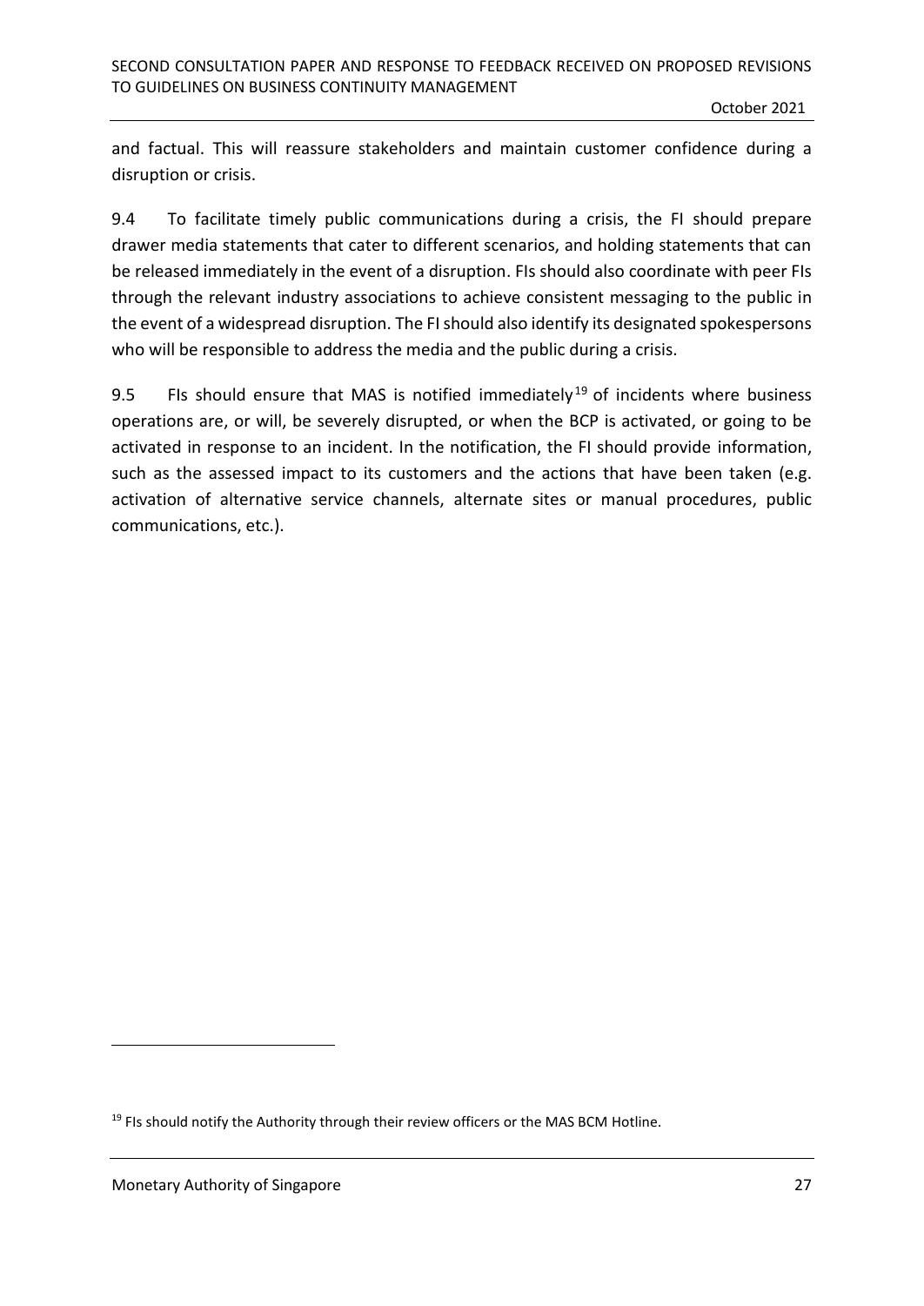and factual. This will reassure stakeholders and maintain customer confidence during a disruption or crisis.

9.4 To facilitate timely public communications during a crisis, the FI should prepare drawer media statements that cater to different scenarios, and holding statements that can be released immediately in the event of a disruption. FIs should also coordinate with peer FIs through the relevant industry associations to achieve consistent messaging to the public in the event of a widespread disruption. The FI should also identify its designated spokespersons who will be responsible to address the media and the public during a crisis.

9.5 FIs should ensure that MAS is notified immediately[19] of incidents where business operations are, or will, be severely disrupted, or when the BCP is activated, or going to be activated in response to an incident. In the notification, the FI should provide information, such as the assessed impact to its customers and the actions that have been taken (e.g. activation of alternative service channels, alternate sites or manual procedures, public communications, etc.).

[19] FIs should notify the Authority through their review officers or the MAS BCM Hotline.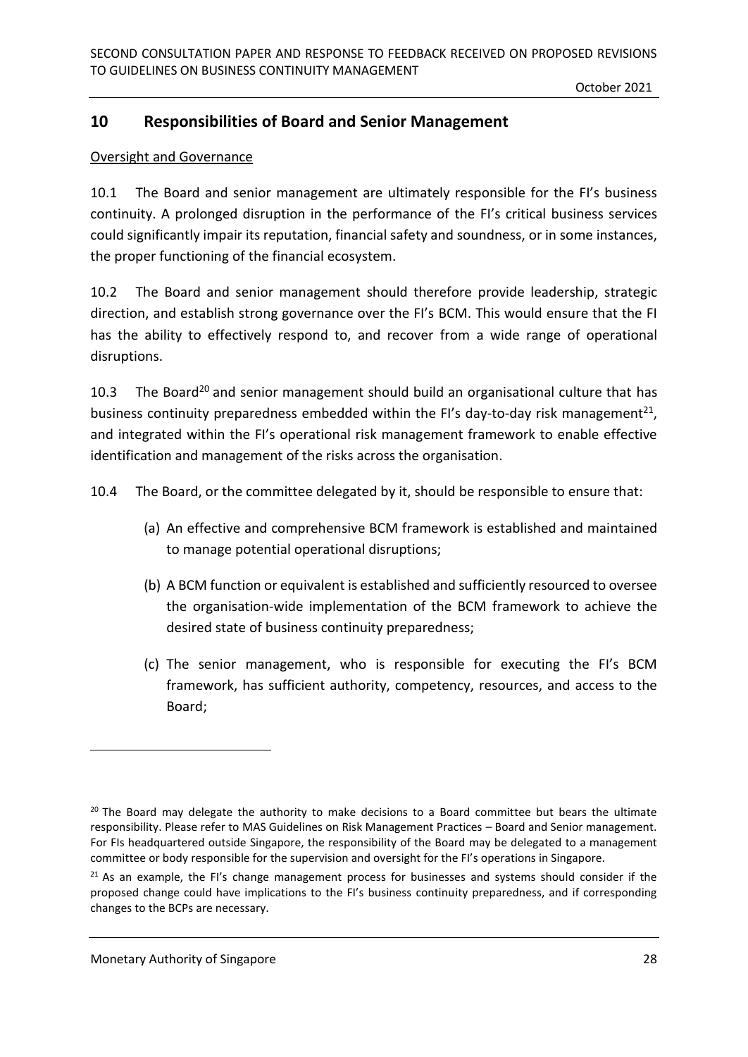## 10 Responsibilities of Board and Senior Management

Oversight and Governance

10.1 The Board and senior management are ultimately responsible for the FI's business continuity. A prolonged disruption in the performance of the FI's critical business services could significantly impair its reputation, financial safety and soundness, or in some instances, the proper functioning of the financial ecosystem.

10.2 The Board and senior management should therefore provide leadership, strategic direction, and establish strong governance over the FI's BCM. This would ensure that the FI has the ability to effectively respond to, and recover from a wide range of operational disruptions.

10.3 The Board[20] and senior management should build an organisational culture that has business continuity preparedness embedded within the FI's day-to-day risk management[21], and integrated within the FI's operational risk management framework to enable effective identification and management of the risks across the organisation.

10.4 The Board, or the committee delegated by it, should be responsible to ensure that:

(a) An effective and comprehensive BCM framework is established and maintained to manage potential operational disruptions;

(b) A BCM function or equivalent is established and sufficiently resourced to oversee the organisation-wide implementation of the BCM framework to achieve the desired state of business continuity preparedness;

(c) The senior management, who is responsible for executing the FI's BCM framework, has sufficient authority, competency, resources, and access to the Board;

---

[20] The Board may delegate the authority to make decisions to a Board committee but bears the ultimate responsibility. Please refer to MAS Guidelines on Risk Management Practices – Board and Senior management. For FIs headquartered outside Singapore, the responsibility of the Board may be delegated to a management committee or body responsible for the supervision and oversight for the FI's operations in Singapore.

[21] As an example, the FI's change management process for businesses and systems should consider if the proposed change could have implications to the FI's business continuity preparedness, and if corresponding changes to the BCPs are necessary.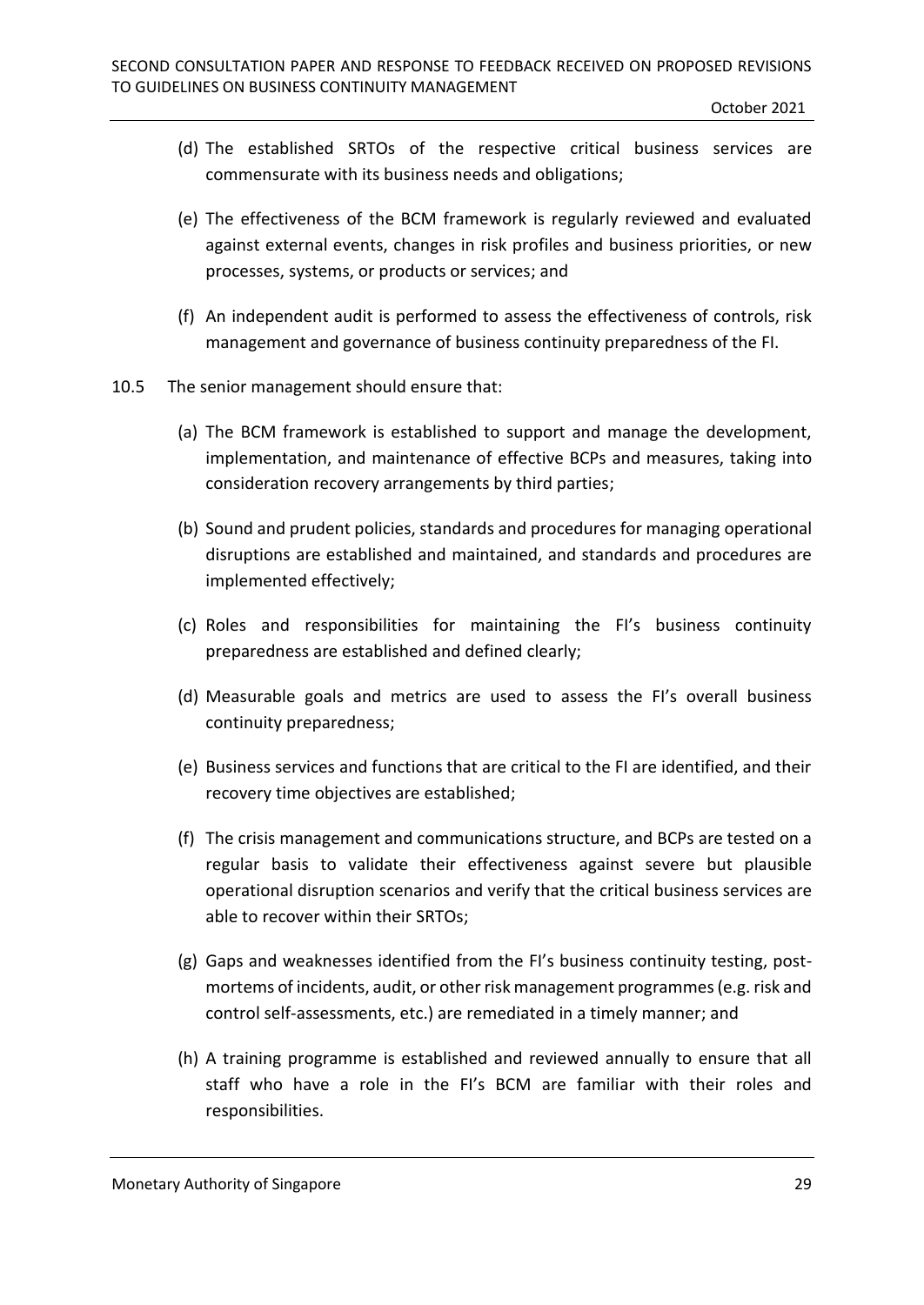(d) The established SRTOs of the respective critical business services are commensurate with its business needs and obligations;

(e) The effectiveness of the BCM framework is regularly reviewed and evaluated against external events, changes in risk profiles and business priorities, or new processes, systems, or products or services; and

(f) An independent audit is performed to assess the effectiveness of controls, risk management and governance of business continuity preparedness of the FI.

10.5 The senior management should ensure that:

(a) The BCM framework is established to support and manage the development, implementation, and maintenance of effective BCPs and measures, taking into consideration recovery arrangements by third parties;

(b) Sound and prudent policies, standards and procedures for managing operational disruptions are established and maintained, and standards and procedures are implemented effectively;

(c) Roles and responsibilities for maintaining the FI's business continuity preparedness are established and defined clearly;

(d) Measurable goals and metrics are used to assess the FI's overall business continuity preparedness;

(e) Business services and functions that are critical to the FI are identified, and their recovery time objectives are established;

(f) The crisis management and communications structure, and BCPs are tested on a regular basis to validate their effectiveness against severe but plausible operational disruption scenarios and verify that the critical business services are able to recover within their SRTOs;

(g) Gaps and weaknesses identified from the FI's business continuity testing, post-mortems of incidents, audit, or other risk management programmes (e.g. risk and control self-assessments, etc.) are remediated in a timely manner; and

(h) A training programme is established and reviewed annually to ensure that all staff who have a role in the FI's BCM are familiar with their roles and responsibilities.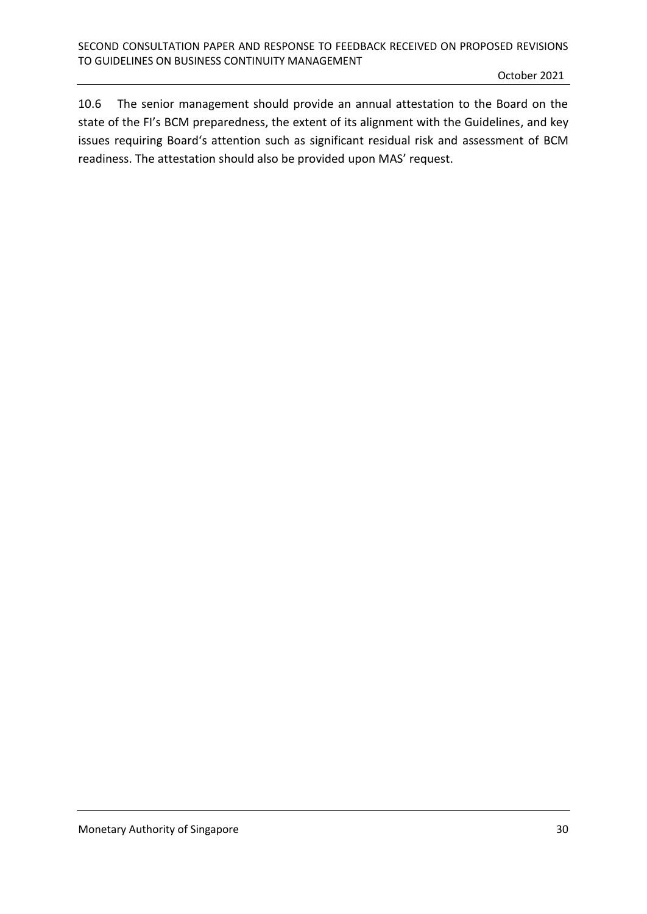10.6 The senior management should provide an annual attestation to the Board on the state of the FI’s BCM preparedness, the extent of its alignment with the Guidelines, and key issues requiring Board‘s attention such as significant residual risk and assessment of BCM readiness. The attestation should also be provided upon MAS’ request.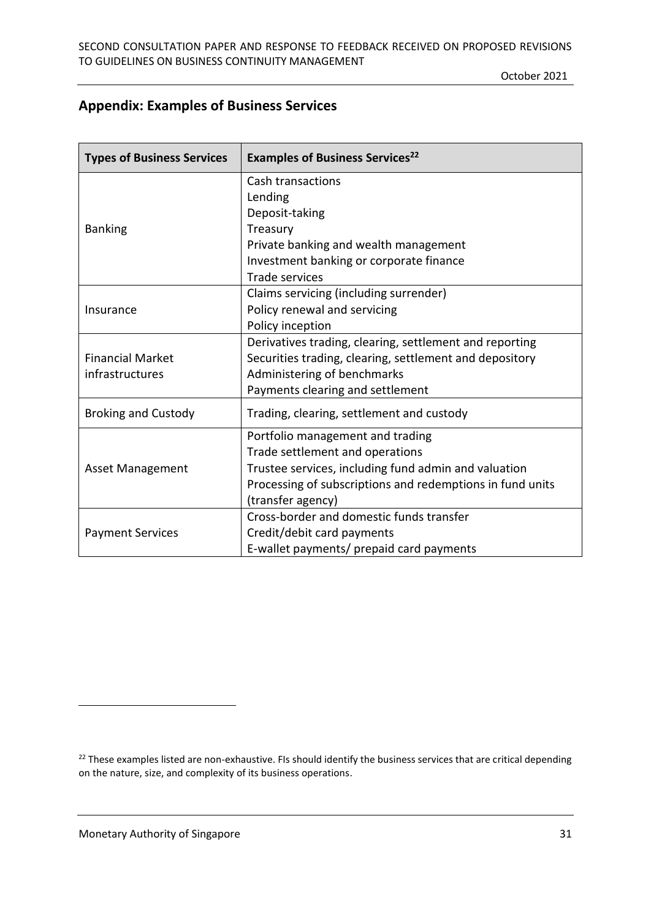## Appendix: Examples of Business Services

| Types of Business Services | Examples of Business Services[22] |
|---|---|
| Banking | Cash transactions<br>Lending<br>Deposit-taking<br>Treasury<br>Private banking and wealth management<br>Investment banking or corporate finance<br>Trade services |
| Insurance | Claims servicing (including surrender)<br>Policy renewal and servicing<br>Policy inception |
| Financial Market infrastructures | Derivatives trading, clearing, settlement and reporting<br>Securities trading, clearing, settlement and depository<br>Administering of benchmarks<br>Payments clearing and settlement |
| Broking and Custody | Trading, clearing, settlement and custody |
| Asset Management | Portfolio management and trading<br>Trade settlement and operations<br>Trustee services, including fund admin and valuation<br>Processing of subscriptions and redemptions in fund units (transfer agency) |
| Payment Services | Cross-border and domestic funds transfer<br>Credit/debit card payments<br>E-wallet payments/ prepaid card payments |

[22] These examples listed are non-exhaustive. FIs should identify the business services that are critical depending on the nature, size, and complexity of its business operations.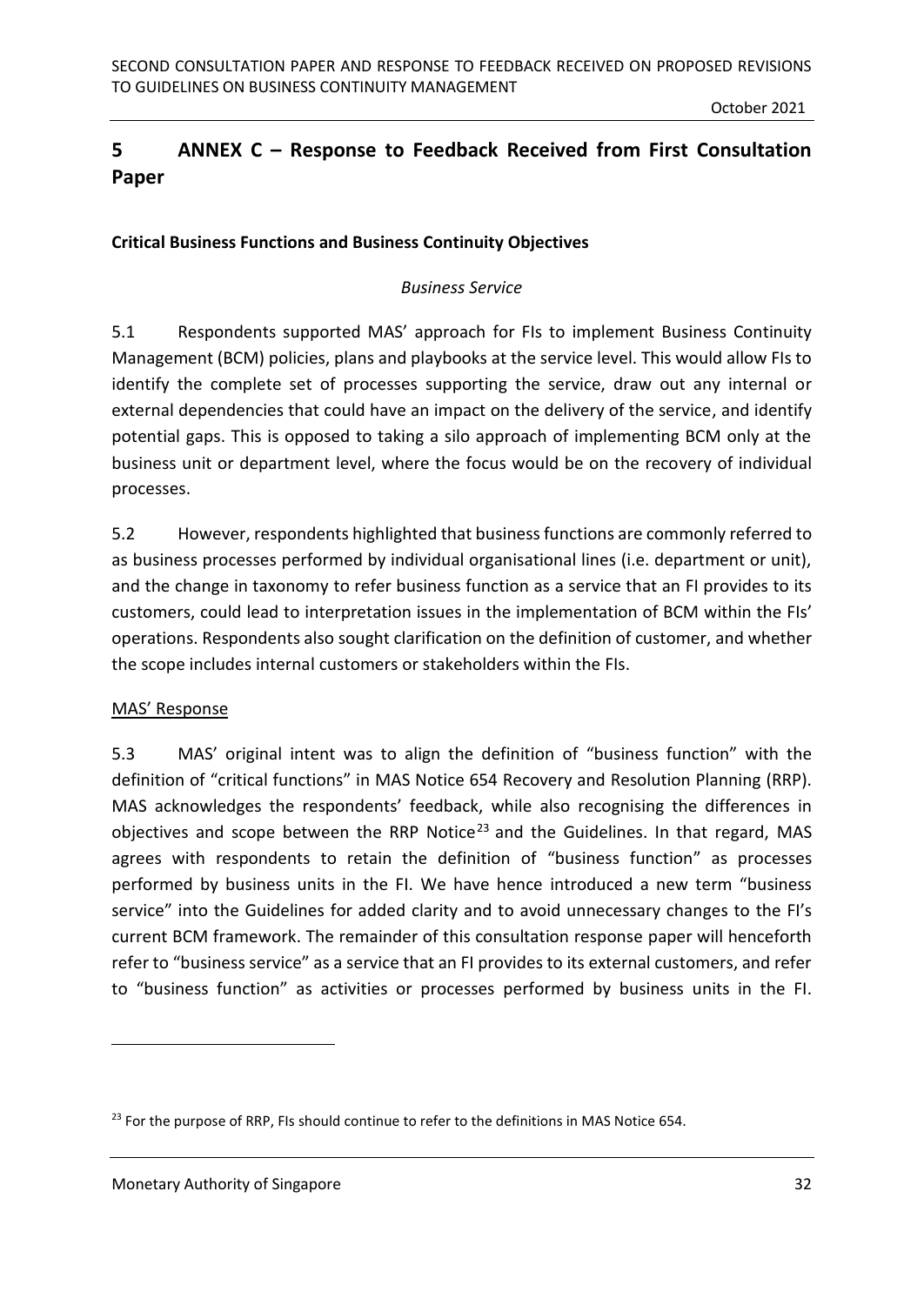## 5 ANNEX C – Response to Feedback Received from First Consultation Paper

**Critical Business Functions and Business Continuity Objectives**

*Business Service*

5.1 Respondents supported MAS' approach for FIs to implement Business Continuity Management (BCM) policies, plans and playbooks at the service level. This would allow FIs to identify the complete set of processes supporting the service, draw out any internal or external dependencies that could have an impact on the delivery of the service, and identify potential gaps. This is opposed to taking a silo approach of implementing BCM only at the business unit or department level, where the focus would be on the recovery of individual processes.

5.2 However, respondents highlighted that business functions are commonly referred to as business processes performed by individual organisational lines (i.e. department or unit), and the change in taxonomy to refer business function as a service that an FI provides to its customers, could lead to interpretation issues in the implementation of BCM within the FIs' operations. Respondents also sought clarification on the definition of customer, and whether the scope includes internal customers or stakeholders within the FIs.

MAS' Response

5.3 MAS' original intent was to align the definition of "business function" with the definition of "critical functions" in MAS Notice 654 Recovery and Resolution Planning (RRP). MAS acknowledges the respondents' feedback, while also recognising the differences in objectives and scope between the RRP Notice[23] and the Guidelines. In that regard, MAS agrees with respondents to retain the definition of "business function" as processes performed by business units in the FI. We have hence introduced a new term "business service" into the Guidelines for added clarity and to avoid unnecessary changes to the FI's current BCM framework. The remainder of this consultation response paper will henceforth refer to "business service" as a service that an FI provides to its external customers, and refer to "business function" as activities or processes performed by business units in the FI.

[23] For the purpose of RRP, FIs should continue to refer to the definitions in MAS Notice 654.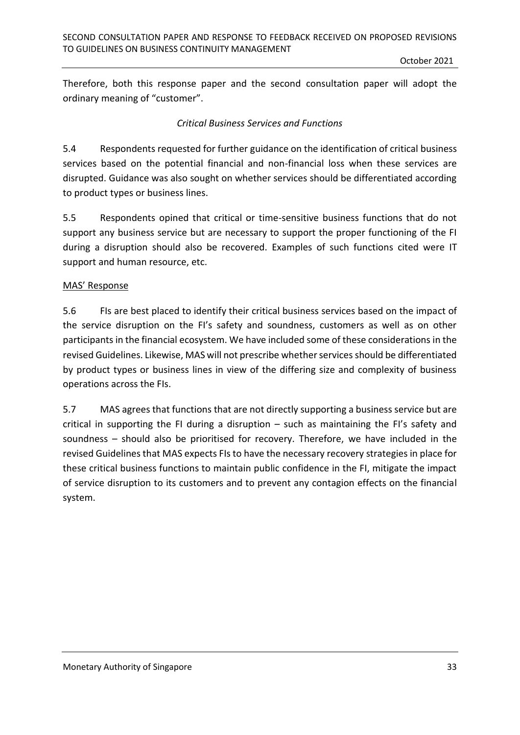Therefore, both this response paper and the second consultation paper will adopt the ordinary meaning of "customer".

*Critical Business Services and Functions*

5.4 Respondents requested for further guidance on the identification of critical business services based on the potential financial and non-financial loss when these services are disrupted. Guidance was also sought on whether services should be differentiated according to product types or business lines.

5.5 Respondents opined that critical or time-sensitive business functions that do not support any business service but are necessary to support the proper functioning of the FI during a disruption should also be recovered. Examples of such functions cited were IT support and human resource, etc.

<u>MAS' Response</u>

5.6 FIs are best placed to identify their critical business services based on the impact of the service disruption on the FI's safety and soundness, customers as well as on other participants in the financial ecosystem. We have included some of these considerations in the revised Guidelines. Likewise, MAS will not prescribe whether services should be differentiated by product types or business lines in view of the differing size and complexity of business operations across the FIs.

5.7 MAS agrees that functions that are not directly supporting a business service but are critical in supporting the FI during a disruption – such as maintaining the FI's safety and soundness – should also be prioritised for recovery. Therefore, we have included in the revised Guidelines that MAS expects FIs to have the necessary recovery strategies in place for these critical business functions to maintain public confidence in the FI, mitigate the impact of service disruption to its customers and to prevent any contagion effects on the financial system.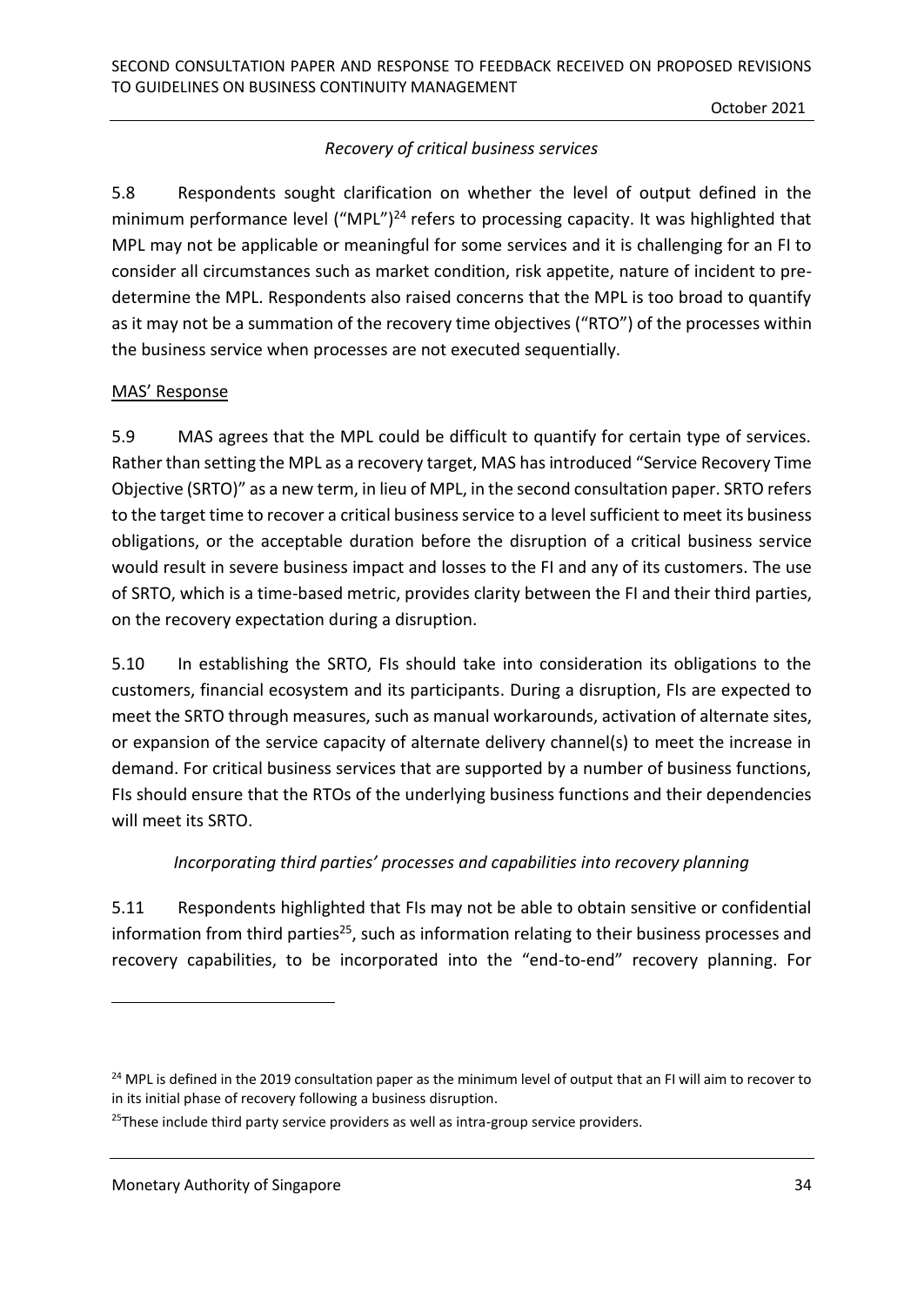*Recovery of critical business services*

5.8 Respondents sought clarification on whether the level of output defined in the minimum performance level ("MPL")[24] refers to processing capacity. It was highlighted that MPL may not be applicable or meaningful for some services and it is challenging for an FI to consider all circumstances such as market condition, risk appetite, nature of incident to pre-determine the MPL. Respondents also raised concerns that the MPL is too broad to quantify as it may not be a summation of the recovery time objectives ("RTO") of the processes within the business service when processes are not executed sequentially.

MAS' Response

5.9 MAS agrees that the MPL could be difficult to quantify for certain type of services. Rather than setting the MPL as a recovery target, MAS has introduced "Service Recovery Time Objective (SRTO)" as a new term, in lieu of MPL, in the second consultation paper. SRTO refers to the target time to recover a critical business service to a level sufficient to meet its business obligations, or the acceptable duration before the disruption of a critical business service would result in severe business impact and losses to the FI and any of its customers. The use of SRTO, which is a time-based metric, provides clarity between the FI and their third parties, on the recovery expectation during a disruption.

5.10 In establishing the SRTO, FIs should take into consideration its obligations to the customers, financial ecosystem and its participants. During a disruption, FIs are expected to meet the SRTO through measures, such as manual workarounds, activation of alternate sites, or expansion of the service capacity of alternate delivery channel(s) to meet the increase in demand. For critical business services that are supported by a number of business functions, FIs should ensure that the RTOs of the underlying business functions and their dependencies will meet its SRTO.

*Incorporating third parties' processes and capabilities into recovery planning*

5.11 Respondents highlighted that FIs may not be able to obtain sensitive or confidential information from third parties[25], such as information relating to their business processes and recovery capabilities, to be incorporated into the "end-to-end" recovery planning. For

[24] MPL is defined in the 2019 consultation paper as the minimum level of output that an FI will aim to recover to in its initial phase of recovery following a business disruption.

[25] These include third party service providers as well as intra-group service providers.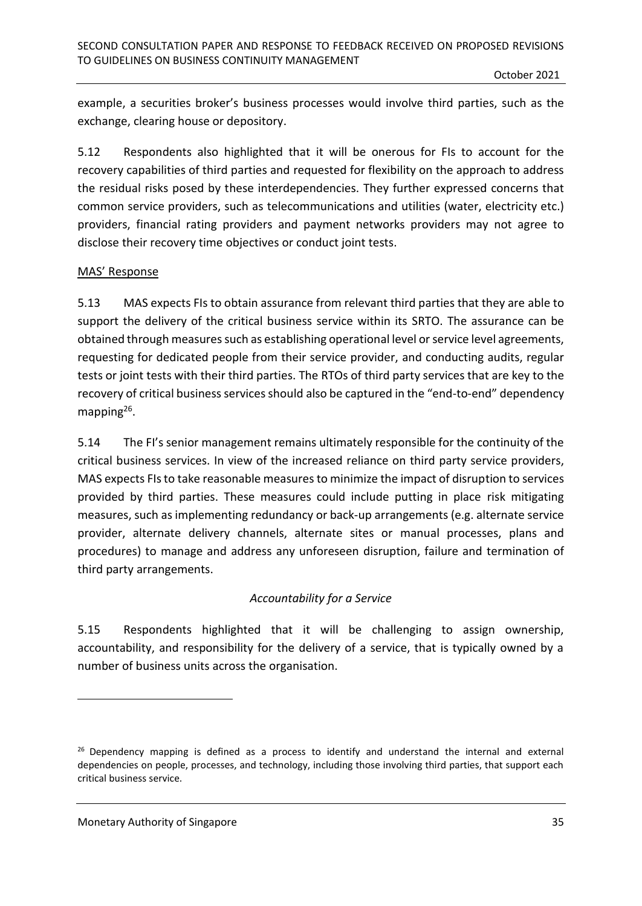example, a securities broker's business processes would involve third parties, such as the exchange, clearing house or depository.

5.12 Respondents also highlighted that it will be onerous for FIs to account for the recovery capabilities of third parties and requested for flexibility on the approach to address the residual risks posed by these interdependencies. They further expressed concerns that common service providers, such as telecommunications and utilities (water, electricity etc.) providers, financial rating providers and payment networks providers may not agree to disclose their recovery time objectives or conduct joint tests.

MAS' Response

5.13 MAS expects FIs to obtain assurance from relevant third parties that they are able to support the delivery of the critical business service within its SRTO. The assurance can be obtained through measures such as establishing operational level or service level agreements, requesting for dedicated people from their service provider, and conducting audits, regular tests or joint tests with their third parties. The RTOs of third party services that are key to the recovery of critical business services should also be captured in the "end-to-end" dependency mapping[26].

5.14 The FI's senior management remains ultimately responsible for the continuity of the critical business services. In view of the increased reliance on third party service providers, MAS expects FIs to take reasonable measures to minimize the impact of disruption to services provided by third parties. These measures could include putting in place risk mitigating measures, such as implementing redundancy or back-up arrangements (e.g. alternate service provider, alternate delivery channels, alternate sites or manual processes, plans and procedures) to manage and address any unforeseen disruption, failure and termination of third party arrangements.

*Accountability for a Service*

5.15 Respondents highlighted that it will be challenging to assign ownership, accountability, and responsibility for the delivery of a service, that is typically owned by a number of business units across the organisation.

[26] Dependency mapping is defined as a process to identify and understand the internal and external dependencies on people, processes, and technology, including those involving third parties, that support each critical business service.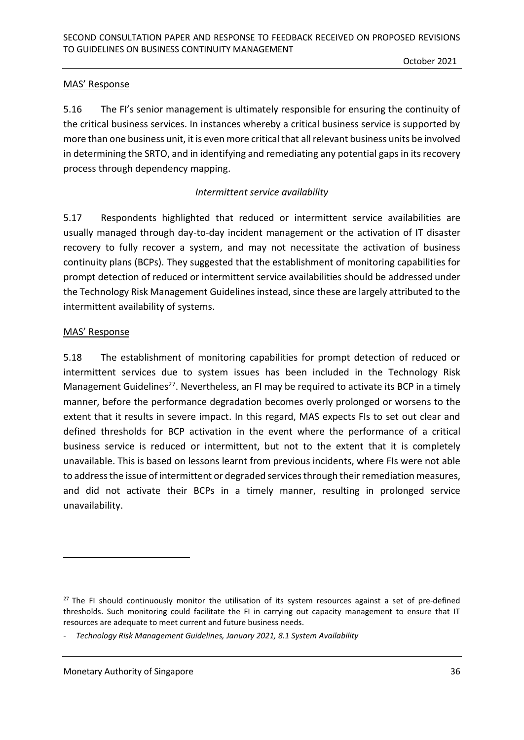MAS' Response

5.16 The FI's senior management is ultimately responsible for ensuring the continuity of the critical business services. In instances whereby a critical business service is supported by more than one business unit, it is even more critical that all relevant business units be involved in determining the SRTO, and in identifying and remediating any potential gaps in its recovery process through dependency mapping.

*Intermittent service availability*

5.17 Respondents highlighted that reduced or intermittent service availabilities are usually managed through day-to-day incident management or the activation of IT disaster recovery to fully recover a system, and may not necessitate the activation of business continuity plans (BCPs). They suggested that the establishment of monitoring capabilities for prompt detection of reduced or intermittent service availabilities should be addressed under the Technology Risk Management Guidelines instead, since these are largely attributed to the intermittent availability of systems.

MAS' Response

5.18 The establishment of monitoring capabilities for prompt detection of reduced or intermittent services due to system issues has been included in the Technology Risk Management Guidelines[27]. Nevertheless, an FI may be required to activate its BCP in a timely manner, before the performance degradation becomes overly prolonged or worsens to the extent that it results in severe impact. In this regard, MAS expects FIs to set out clear and defined thresholds for BCP activation in the event where the performance of a critical business service is reduced or intermittent, but not to the extent that it is completely unavailable. This is based on lessons learnt from previous incidents, where FIs were not able to address the issue of intermittent or degraded services through their remediation measures, and did not activate their BCPs in a timely manner, resulting in prolonged service unavailability.

---

[27] The FI should continuously monitor the utilisation of its system resources against a set of pre-defined thresholds. Such monitoring could facilitate the FI in carrying out capacity management to ensure that IT resources are adequate to meet current and future business needs.

- *Technology Risk Management Guidelines, January 2021, 8.1 System Availability*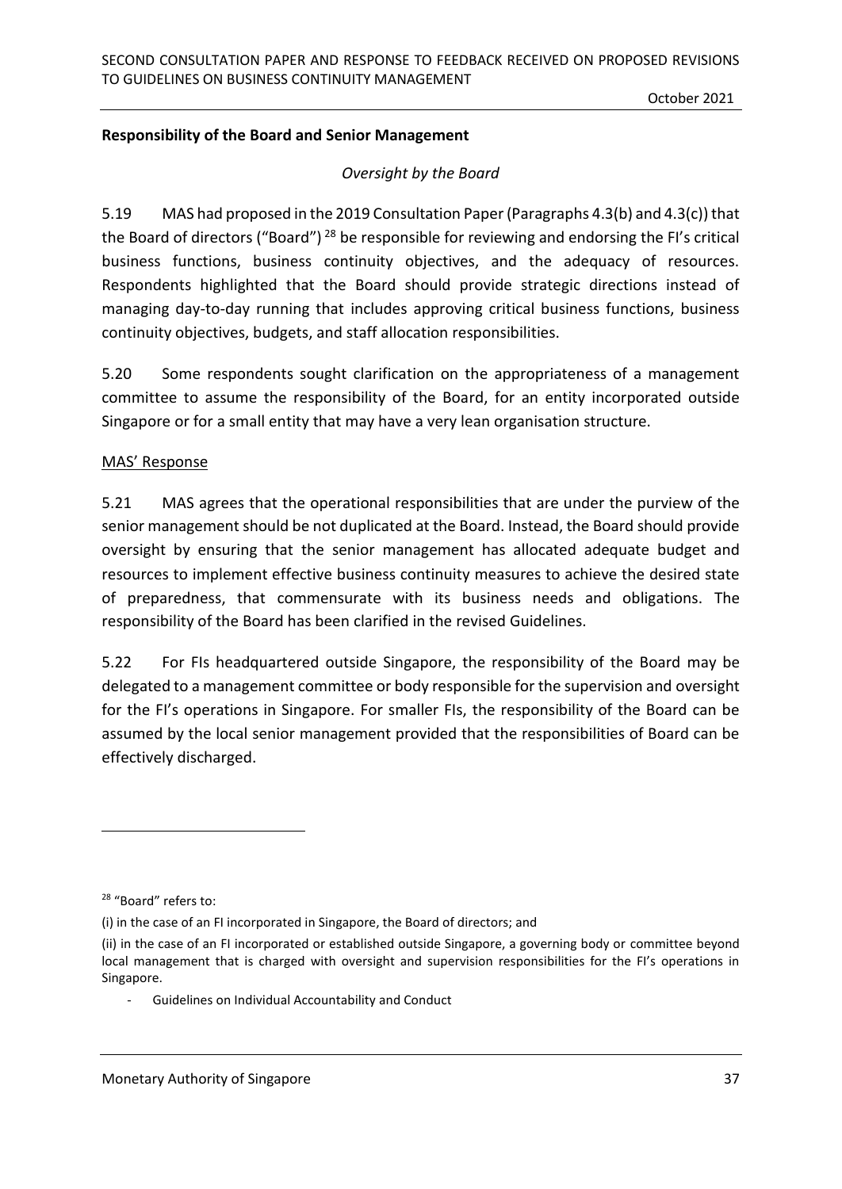**Responsibility of the Board and Senior Management**

*Oversight by the Board*

5.19 MAS had proposed in the 2019 Consultation Paper (Paragraphs 4.3(b) and 4.3(c)) that the Board of directors ("Board") [28] be responsible for reviewing and endorsing the FI's critical business functions, business continuity objectives, and the adequacy of resources. Respondents highlighted that the Board should provide strategic directions instead of managing day-to-day running that includes approving critical business functions, business continuity objectives, budgets, and staff allocation responsibilities.

5.20 Some respondents sought clarification on the appropriateness of a management committee to assume the responsibility of the Board, for an entity incorporated outside Singapore or for a small entity that may have a very lean organisation structure.

MAS' Response

5.21 MAS agrees that the operational responsibilities that are under the purview of the senior management should be not duplicated at the Board. Instead, the Board should provide oversight by ensuring that the senior management has allocated adequate budget and resources to implement effective business continuity measures to achieve the desired state of preparedness, that commensurate with its business needs and obligations. The responsibility of the Board has been clarified in the revised Guidelines.

5.22 For FIs headquartered outside Singapore, the responsibility of the Board may be delegated to a management committee or body responsible for the supervision and oversight for the FI's operations in Singapore. For smaller FIs, the responsibility of the Board can be assumed by the local senior management provided that the responsibilities of Board can be effectively discharged.

---

[28] "Board" refers to:

(i) in the case of an FI incorporated in Singapore, the Board of directors; and

(ii) in the case of an FI incorporated or established outside Singapore, a governing body or committee beyond local management that is charged with oversight and supervision responsibilities for the FI's operations in Singapore.

- Guidelines on Individual Accountability and Conduct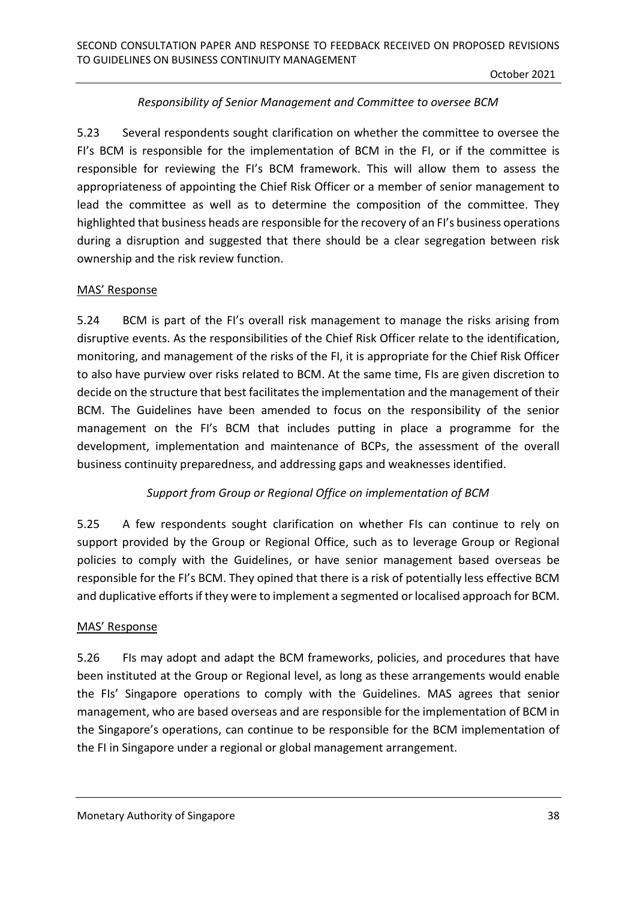*Responsibility of Senior Management and Committee to oversee BCM*

5.23 Several respondents sought clarification on whether the committee to oversee the FI's BCM is responsible for the implementation of BCM in the FI, or if the committee is responsible for reviewing the FI's BCM framework. This will allow them to assess the appropriateness of appointing the Chief Risk Officer or a member of senior management to lead the committee as well as to determine the composition of the committee. They highlighted that business heads are responsible for the recovery of an FI's business operations during a disruption and suggested that there should be a clear segregation between risk ownership and the risk review function.

MAS' Response

5.24 BCM is part of the FI's overall risk management to manage the risks arising from disruptive events. As the responsibilities of the Chief Risk Officer relate to the identification, monitoring, and management of the risks of the FI, it is appropriate for the Chief Risk Officer to also have purview over risks related to BCM. At the same time, FIs are given discretion to decide on the structure that best facilitates the implementation and the management of their BCM. The Guidelines have been amended to focus on the responsibility of the senior management on the FI's BCM that includes putting in place a programme for the development, implementation and maintenance of BCPs, the assessment of the overall business continuity preparedness, and addressing gaps and weaknesses identified.

*Support from Group or Regional Office on implementation of BCM*

5.25 A few respondents sought clarification on whether FIs can continue to rely on support provided by the Group or Regional Office, such as to leverage Group or Regional policies to comply with the Guidelines, or have senior management based overseas be responsible for the FI's BCM. They opined that there is a risk of potentially less effective BCM and duplicative efforts if they were to implement a segmented or localised approach for BCM.

MAS' Response

5.26 FIs may adopt and adapt the BCM frameworks, policies, and procedures that have been instituted at the Group or Regional level, as long as these arrangements would enable the FIs' Singapore operations to comply with the Guidelines. MAS agrees that senior management, who are based overseas and are responsible for the implementation of BCM in the Singapore's operations, can continue to be responsible for the BCM implementation of the FI in Singapore under a regional or global management arrangement.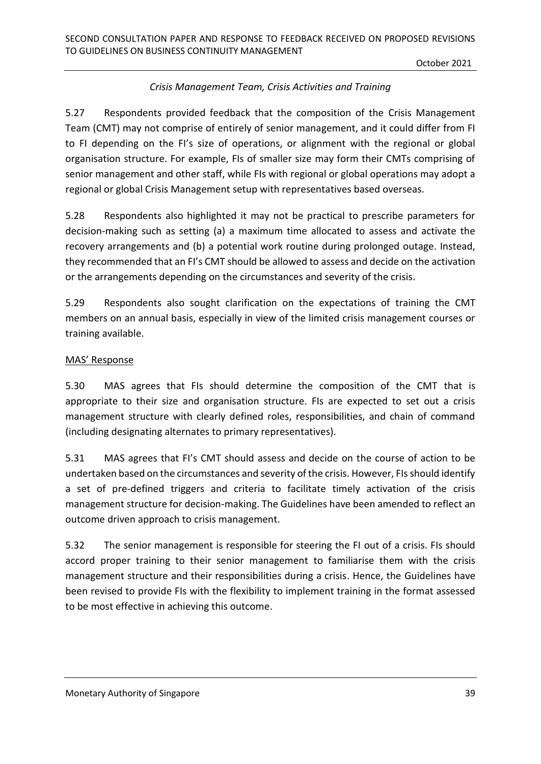*Crisis Management Team, Crisis Activities and Training*

5.27 Respondents provided feedback that the composition of the Crisis Management Team (CMT) may not comprise of entirely of senior management, and it could differ from FI to FI depending on the FI's size of operations, or alignment with the regional or global organisation structure. For example, FIs of smaller size may form their CMTs comprising of senior management and other staff, while FIs with regional or global operations may adopt a regional or global Crisis Management setup with representatives based overseas.

5.28 Respondents also highlighted it may not be practical to prescribe parameters for decision-making such as setting (a) a maximum time allocated to assess and activate the recovery arrangements and (b) a potential work routine during prolonged outage. Instead, they recommended that an FI's CMT should be allowed to assess and decide on the activation or the arrangements depending on the circumstances and severity of the crisis.

5.29 Respondents also sought clarification on the expectations of training the CMT members on an annual basis, especially in view of the limited crisis management courses or training available.

<u>MAS' Response</u>

5.30 MAS agrees that FIs should determine the composition of the CMT that is appropriate to their size and organisation structure. FIs are expected to set out a crisis management structure with clearly defined roles, responsibilities, and chain of command (including designating alternates to primary representatives).

5.31 MAS agrees that FI's CMT should assess and decide on the course of action to be undertaken based on the circumstances and severity of the crisis. However, FIs should identify a set of pre-defined triggers and criteria to facilitate timely activation of the crisis management structure for decision-making. The Guidelines have been amended to reflect an outcome driven approach to crisis management.

5.32 The senior management is responsible for steering the FI out of a crisis. FIs should accord proper training to their senior management to familiarise them with the crisis management structure and their responsibilities during a crisis. Hence, the Guidelines have been revised to provide FIs with the flexibility to implement training in the format assessed to be most effective in achieving this outcome.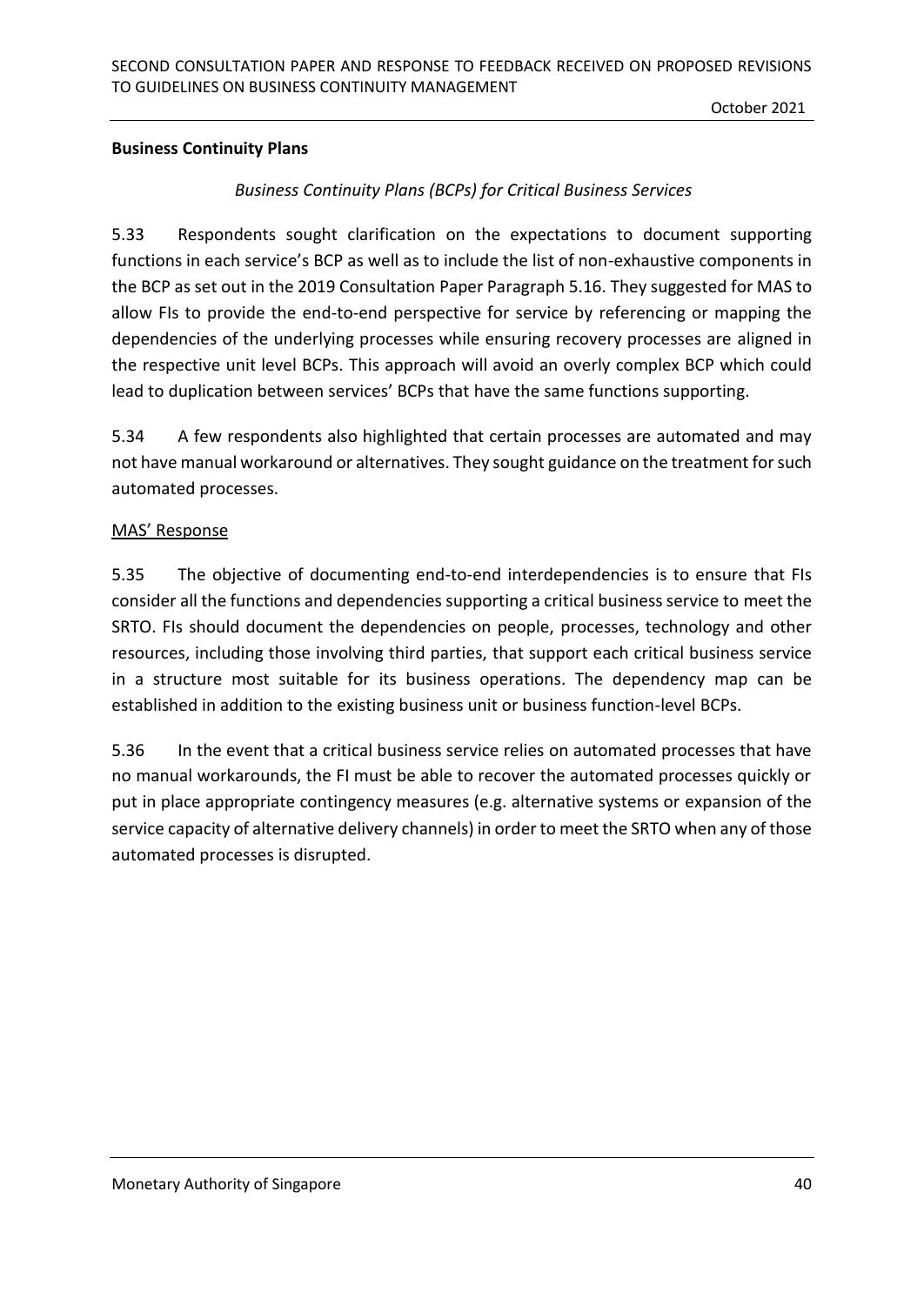**Business Continuity Plans**

*Business Continuity Plans (BCPs) for Critical Business Services*

5.33 Respondents sought clarification on the expectations to document supporting functions in each service's BCP as well as to include the list of non-exhaustive components in the BCP as set out in the 2019 Consultation Paper Paragraph 5.16. They suggested for MAS to allow FIs to provide the end-to-end perspective for service by referencing or mapping the dependencies of the underlying processes while ensuring recovery processes are aligned in the respective unit level BCPs. This approach will avoid an overly complex BCP which could lead to duplication between services' BCPs that have the same functions supporting.

5.34 A few respondents also highlighted that certain processes are automated and may not have manual workaround or alternatives. They sought guidance on the treatment for such automated processes.

<u>MAS' Response</u>

5.35 The objective of documenting end-to-end interdependencies is to ensure that FIs consider all the functions and dependencies supporting a critical business service to meet the SRTO. FIs should document the dependencies on people, processes, technology and other resources, including those involving third parties, that support each critical business service in a structure most suitable for its business operations. The dependency map can be established in addition to the existing business unit or business function-level BCPs.

5.36 In the event that a critical business service relies on automated processes that have no manual workarounds, the FI must be able to recover the automated processes quickly or put in place appropriate contingency measures (e.g. alternative systems or expansion of the service capacity of alternative delivery channels) in order to meet the SRTO when any of those automated processes is disrupted.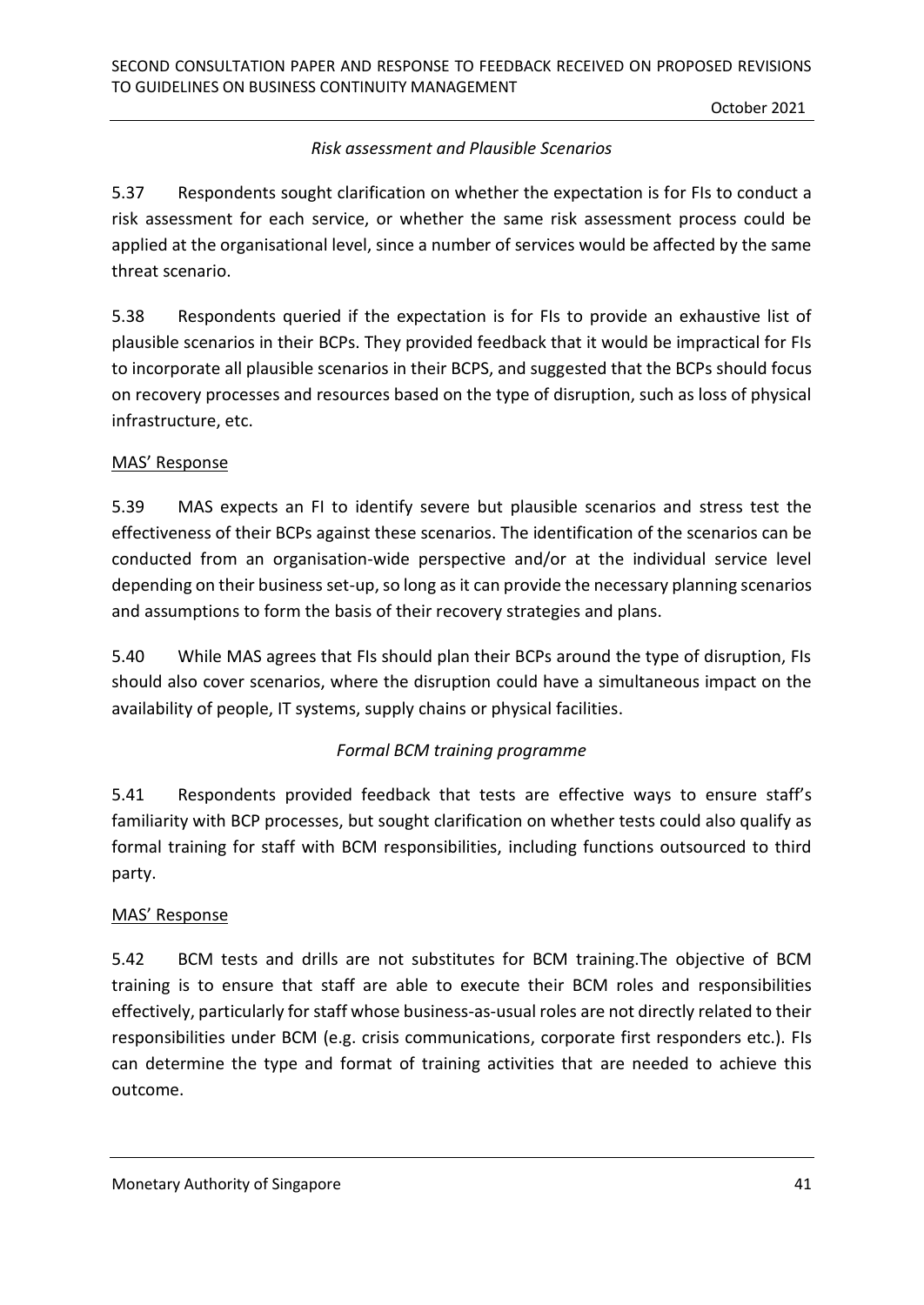*Risk assessment and Plausible Scenarios*

5.37 Respondents sought clarification on whether the expectation is for FIs to conduct a risk assessment for each service, or whether the same risk assessment process could be applied at the organisational level, since a number of services would be affected by the same threat scenario.

5.38 Respondents queried if the expectation is for FIs to provide an exhaustive list of plausible scenarios in their BCPs. They provided feedback that it would be impractical for FIs to incorporate all plausible scenarios in their BCPS, and suggested that the BCPs should focus on recovery processes and resources based on the type of disruption, such as loss of physical infrastructure, etc.

MAS' Response

5.39 MAS expects an FI to identify severe but plausible scenarios and stress test the effectiveness of their BCPs against these scenarios. The identification of the scenarios can be conducted from an organisation-wide perspective and/or at the individual service level depending on their business set-up, so long as it can provide the necessary planning scenarios and assumptions to form the basis of their recovery strategies and plans.

5.40 While MAS agrees that FIs should plan their BCPs around the type of disruption, FIs should also cover scenarios, where the disruption could have a simultaneous impact on the availability of people, IT systems, supply chains or physical facilities.

*Formal BCM training programme*

5.41 Respondents provided feedback that tests are effective ways to ensure staff's familiarity with BCP processes, but sought clarification on whether tests could also qualify as formal training for staff with BCM responsibilities, including functions outsourced to third party.

MAS' Response

5.42 BCM tests and drills are not substitutes for BCM training.The objective of BCM training is to ensure that staff are able to execute their BCM roles and responsibilities effectively, particularly for staff whose business-as-usual roles are not directly related to their responsibilities under BCM (e.g. crisis communications, corporate first responders etc.). FIs can determine the type and format of training activities that are needed to achieve this outcome.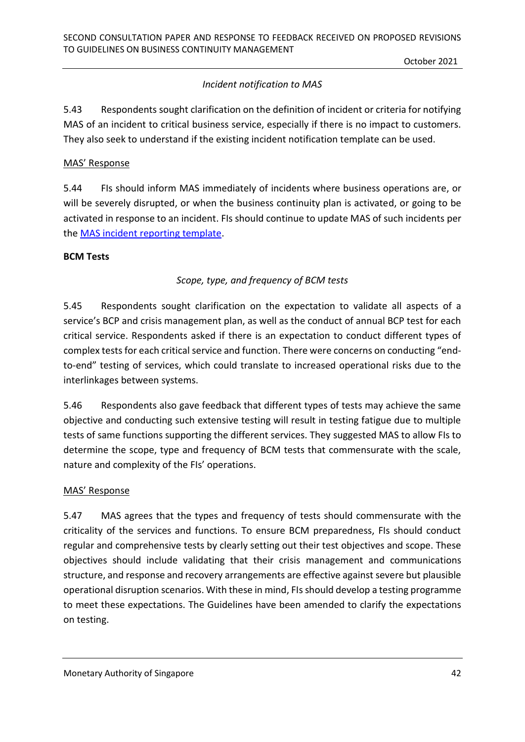*Incident notification to MAS*

5.43 Respondents sought clarification on the definition of incident or criteria for notifying MAS of an incident to critical business service, especially if there is no impact to customers. They also seek to understand if the existing incident notification template can be used.

<u>MAS' Response</u>

5.44 FIs should inform MAS immediately of incidents where business operations are, or will be severely disrupted, or when the business continuity plan is activated, or going to be activated in response to an incident. FIs should continue to update MAS of such incidents per the [MAS incident reporting template](#).

**BCM Tests**

*Scope, type, and frequency of BCM tests*

5.45 Respondents sought clarification on the expectation to validate all aspects of a service's BCP and crisis management plan, as well as the conduct of annual BCP test for each critical service. Respondents asked if there is an expectation to conduct different types of complex tests for each critical service and function. There were concerns on conducting "end-to-end" testing of services, which could translate to increased operational risks due to the interlinkages between systems.

5.46 Respondents also gave feedback that different types of tests may achieve the same objective and conducting such extensive testing will result in testing fatigue due to multiple tests of same functions supporting the different services. They suggested MAS to allow FIs to determine the scope, type and frequency of BCM tests that commensurate with the scale, nature and complexity of the FIs' operations.

<u>MAS' Response</u>

5.47 MAS agrees that the types and frequency of tests should commensurate with the criticality of the services and functions. To ensure BCM preparedness, FIs should conduct regular and comprehensive tests by clearly setting out their test objectives and scope. These objectives should include validating that their crisis management and communications structure, and response and recovery arrangements are effective against severe but plausible operational disruption scenarios. With these in mind, FIs should develop a testing programme to meet these expectations. The Guidelines have been amended to clarify the expectations on testing.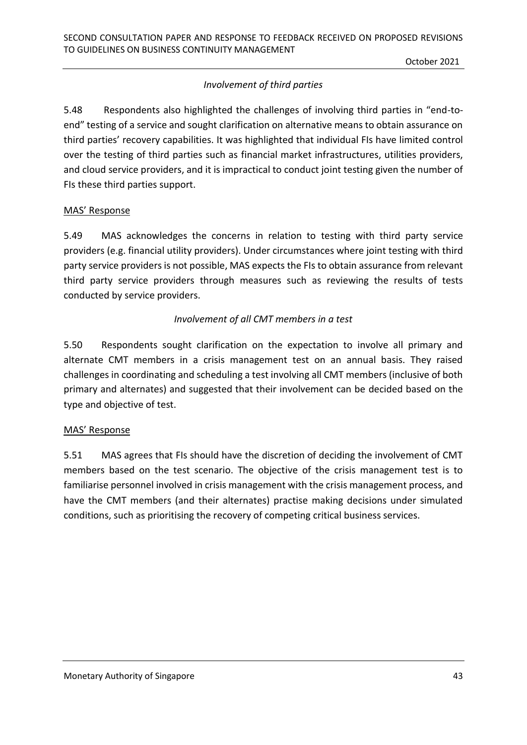*Involvement of third parties*

5.48 Respondents also highlighted the challenges of involving third parties in "end-to-end" testing of a service and sought clarification on alternative means to obtain assurance on third parties' recovery capabilities. It was highlighted that individual FIs have limited control over the testing of third parties such as financial market infrastructures, utilities providers, and cloud service providers, and it is impractical to conduct joint testing given the number of FIs these third parties support.

MAS' Response

5.49 MAS acknowledges the concerns in relation to testing with third party service providers (e.g. financial utility providers). Under circumstances where joint testing with third party service providers is not possible, MAS expects the FIs to obtain assurance from relevant third party service providers through measures such as reviewing the results of tests conducted by service providers.

*Involvement of all CMT members in a test*

5.50 Respondents sought clarification on the expectation to involve all primary and alternate CMT members in a crisis management test on an annual basis. They raised challenges in coordinating and scheduling a test involving all CMT members (inclusive of both primary and alternates) and suggested that their involvement can be decided based on the type and objective of test.

MAS' Response

5.51 MAS agrees that FIs should have the discretion of deciding the involvement of CMT members based on the test scenario. The objective of the crisis management test is to familiarise personnel involved in crisis management with the crisis management process, and have the CMT members (and their alternates) practise making decisions under simulated conditions, such as prioritising the recovery of competing critical business services.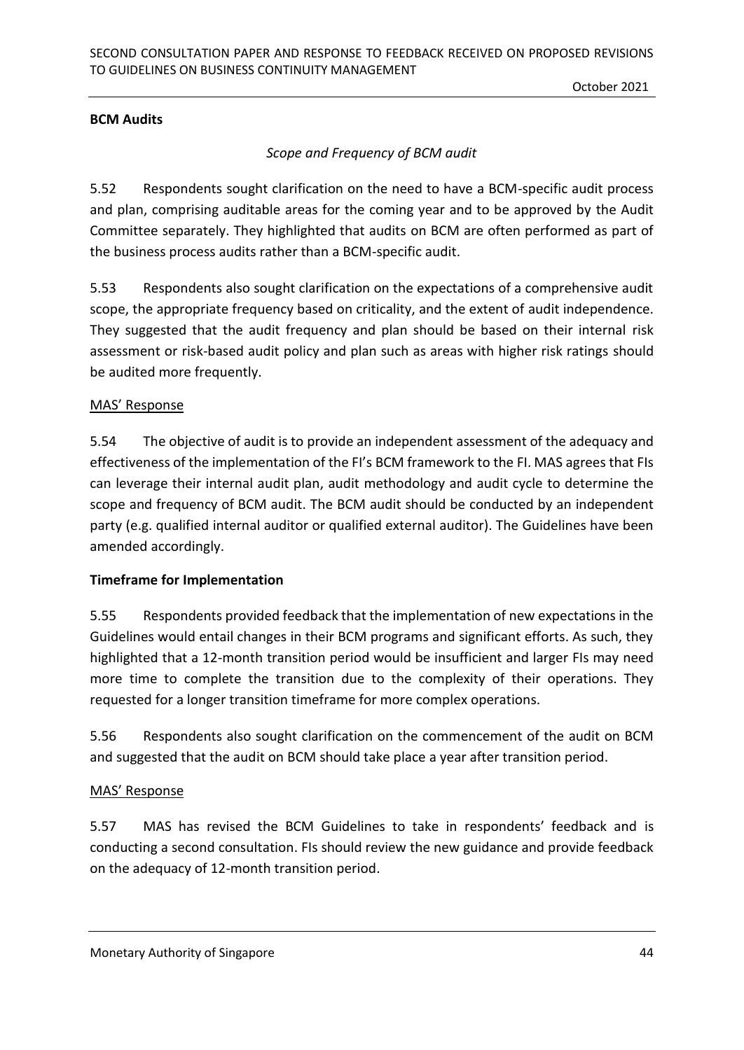**BCM Audits**

*Scope and Frequency of BCM audit*

5.52 Respondents sought clarification on the need to have a BCM-specific audit process and plan, comprising auditable areas for the coming year and to be approved by the Audit Committee separately. They highlighted that audits on BCM are often performed as part of the business process audits rather than a BCM-specific audit.

5.53 Respondents also sought clarification on the expectations of a comprehensive audit scope, the appropriate frequency based on criticality, and the extent of audit independence. They suggested that the audit frequency and plan should be based on their internal risk assessment or risk-based audit policy and plan such as areas with higher risk ratings should be audited more frequently.

MAS' Response

5.54 The objective of audit is to provide an independent assessment of the adequacy and effectiveness of the implementation of the FI's BCM framework to the FI. MAS agrees that FIs can leverage their internal audit plan, audit methodology and audit cycle to determine the scope and frequency of BCM audit. The BCM audit should be conducted by an independent party (e.g. qualified internal auditor or qualified external auditor). The Guidelines have been amended accordingly.

**Timeframe for Implementation**

5.55 Respondents provided feedback that the implementation of new expectations in the Guidelines would entail changes in their BCM programs and significant efforts. As such, they highlighted that a 12-month transition period would be insufficient and larger FIs may need more time to complete the transition due to the complexity of their operations. They requested for a longer transition timeframe for more complex operations.

5.56 Respondents also sought clarification on the commencement of the audit on BCM and suggested that the audit on BCM should take place a year after transition period.

MAS' Response

5.57 MAS has revised the BCM Guidelines to take in respondents' feedback and is conducting a second consultation. FIs should review the new guidance and provide feedback on the adequacy of 12-month transition period.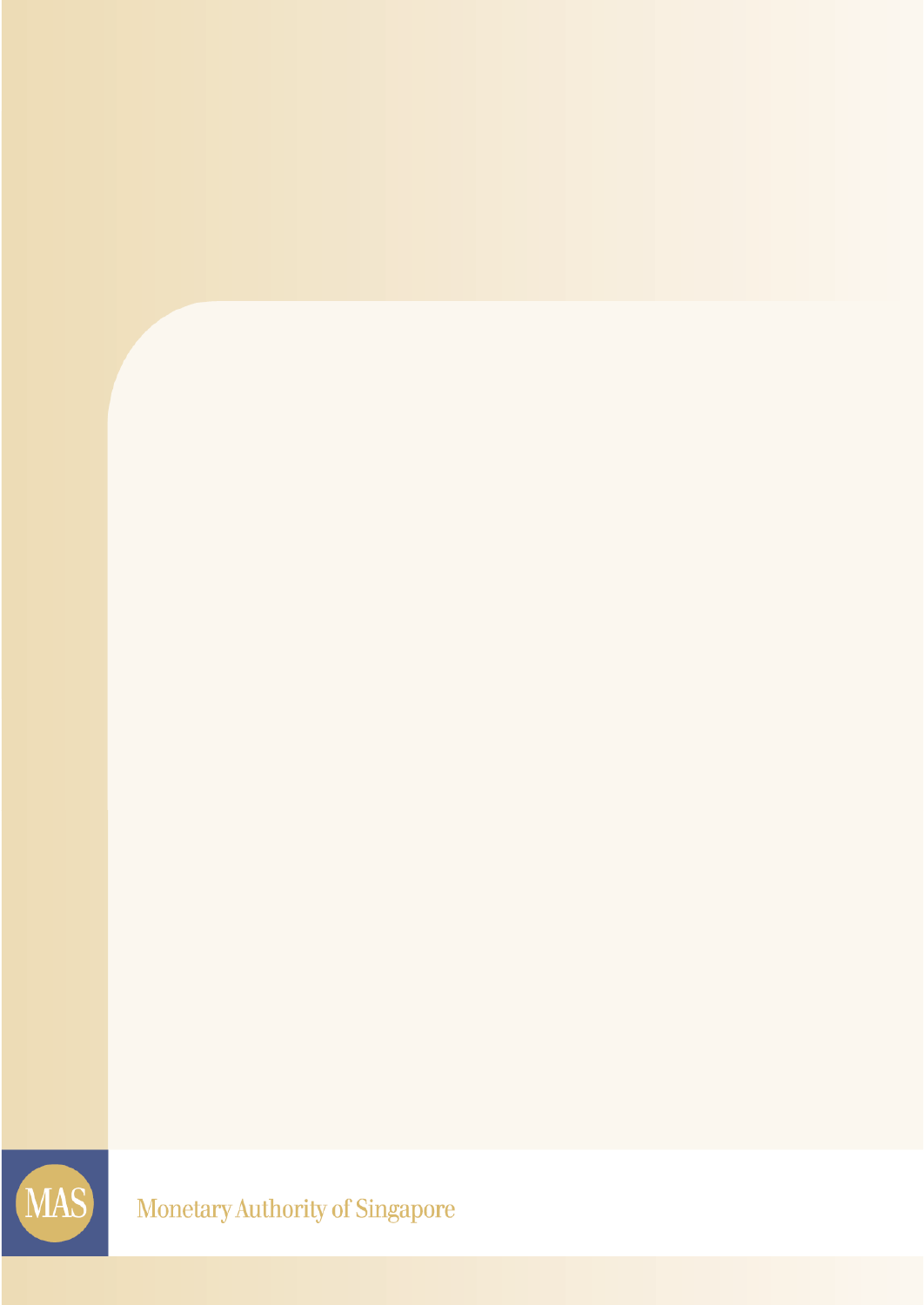MAS

Monetary Authority of Singapore